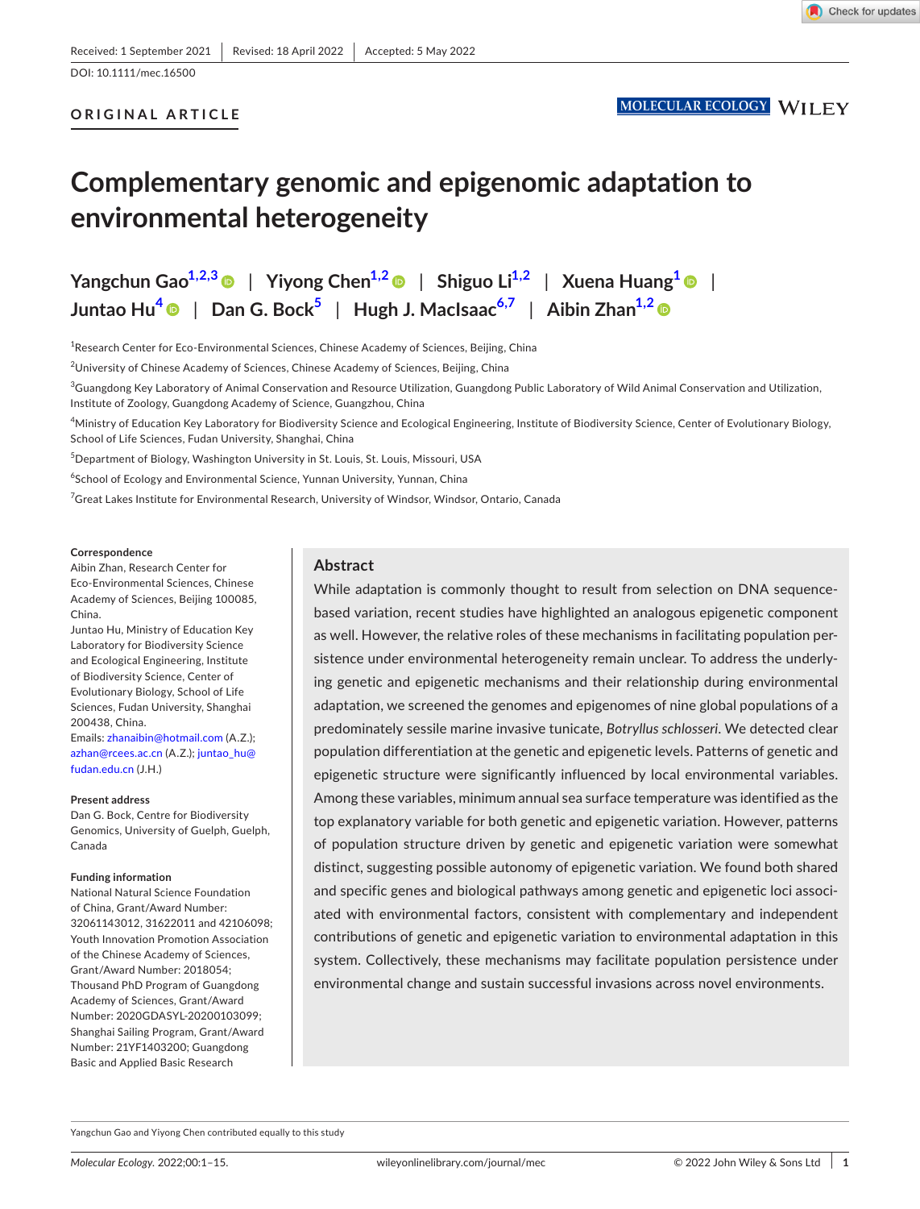Received: 1 September 2021 | Revised: 18 April 2022 | Accepted: 5 May 2022

DOI: 10.1111/mec.16500

ORIGINAL ARTICLE

# Complementary genomic and epigenomic adaptation to environmental heterogeneity

Yangchun Gao[1,2,3] | Yiyong Chen[1,2] | Shiguo Li[1,2] | Xuena Huang[1] | Juntao Hu[4] | Dan G. Bock[5] | Hugh J. MacIsaac[6,7] | Aibin Zhan[1,2]

[1]Research Center for Eco-Environmental Sciences, Chinese Academy of Sciences, Beijing, China

[2]University of Chinese Academy of Sciences, Chinese Academy of Sciences, Beijing, China

[3]Guangdong Key Laboratory of Animal Conservation and Resource Utilization, Guangdong Public Laboratory of Wild Animal Conservation and Utilization, Institute of Zoology, Guangdong Academy of Science, Guangzhou, China

[4]Ministry of Education Key Laboratory for Biodiversity Science and Ecological Engineering, Institute of Biodiversity Science, Center of Evolutionary Biology, School of Life Sciences, Fudan University, Shanghai, China

[5]Department of Biology, Washington University in St. Louis, St. Louis, Missouri, USA

[6]School of Ecology and Environmental Science, Yunnan University, Yunnan, China

[7]Great Lakes Institute for Environmental Research, University of Windsor, Windsor, Ontario, Canada

**Correspondence**
Aibin Zhan, Research Center for Eco-Environmental Sciences, Chinese Academy of Sciences, Beijing 100085, China.
Juntao Hu, Ministry of Education Key Laboratory for Biodiversity Science and Ecological Engineering, Institute of Biodiversity Science, Center of Evolutionary Biology, School of Life Sciences, Fudan University, Shanghai 200438, China.
Emails: zhanaibin@hotmail.com (A.Z.); azhan@rcees.ac.cn (A.Z.); juntao_hu@fudan.edu.cn (J.H.)

**Present address**
Dan G. Bock, Centre for Biodiversity Genomics, University of Guelph, Guelph, Canada

**Funding information**
National Natural Science Foundation of China, Grant/Award Number: 32061143012, 31622011 and 42106098; Youth Innovation Promotion Association of the Chinese Academy of Sciences, Grant/Award Number: 2018054; Thousand PhD Program of Guangdong Academy of Sciences, Grant/Award Number: 2020GDASYL-20200103099; Shanghai Sailing Program, Grant/Award Number: 21YF1403200; Guangdong Basic and Applied Basic Research

## Abstract

While adaptation is commonly thought to result from selection on DNA sequence-based variation, recent studies have highlighted an analogous epigenetic component as well. However, the relative roles of these mechanisms in facilitating population persistence under environmental heterogeneity remain unclear. To address the underlying genetic and epigenetic mechanisms and their relationship during environmental adaptation, we screened the genomes and epigenomes of nine global populations of a predominately sessile marine invasive tunicate, *Botryllus schlosseri*. We detected clear population differentiation at the genetic and epigenetic levels. Patterns of genetic and epigenetic structure were significantly influenced by local environmental variables. Among these variables, minimum annual sea surface temperature was identified as the top explanatory variable for both genetic and epigenetic variation. However, patterns of population structure driven by genetic and epigenetic variation were somewhat distinct, suggesting possible autonomy of epigenetic variation. We found both shared and specific genes and biological pathways among genetic and epigenetic loci associated with environmental factors, consistent with complementary and independent contributions of genetic and epigenetic variation to environmental adaptation in this system. Collectively, these mechanisms may facilitate population persistence under environmental change and sustain successful invasions across novel environments.

Yangchun Gao and Yiyong Chen contributed equally to this study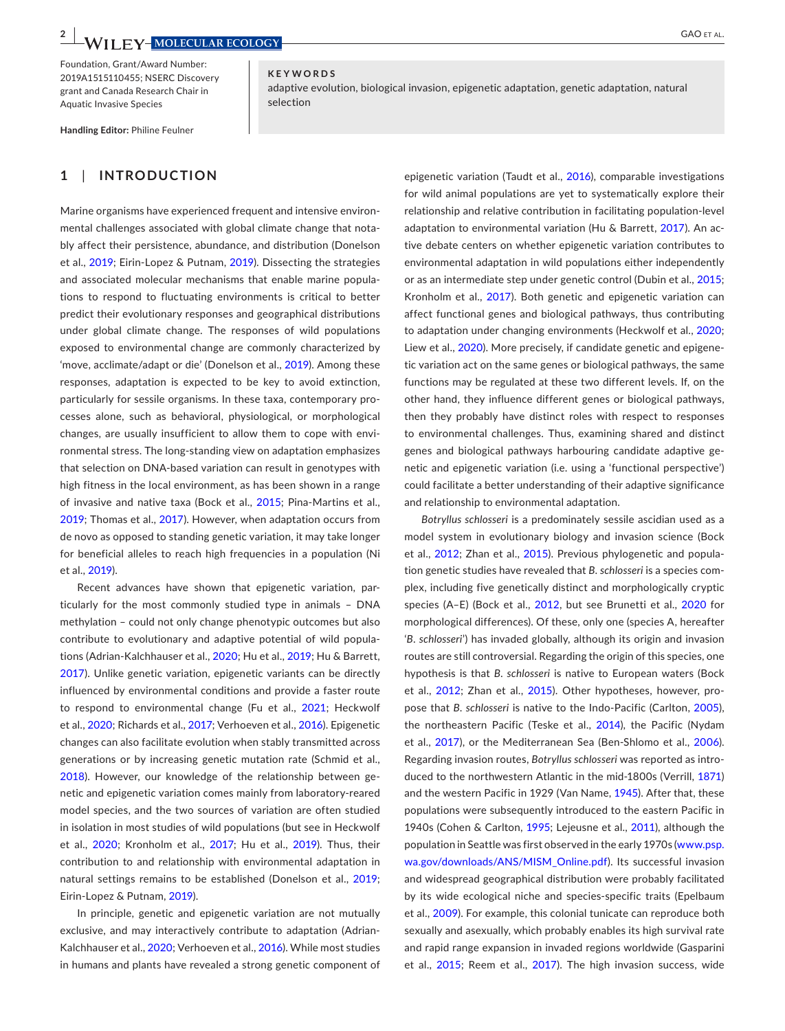Foundation, Grant/Award Number: 2019A1515110455; NSERC Discovery grant and Canada Research Chair in Aquatic Invasive Species

**Handling Editor:** Philine Feulner

**KEYWORDS**

adaptive evolution, biological invasion, epigenetic adaptation, genetic adaptation, natural selection

## 1 | INTRODUCTION

Marine organisms have experienced frequent and intensive environmental challenges associated with global climate change that notably affect their persistence, abundance, and distribution (Donelson et al., 2019; Eirin-Lopez & Putnam, 2019). Dissecting the strategies and associated molecular mechanisms that enable marine populations to respond to fluctuating environments is critical to better predict their evolutionary responses and geographical distributions under global climate change. The responses of wild populations exposed to environmental change are commonly characterized by 'move, acclimate/adapt or die' (Donelson et al., 2019). Among these responses, adaptation is expected to be key to avoid extinction, particularly for sessile organisms. In these taxa, contemporary processes alone, such as behavioral, physiological, or morphological changes, are usually insufficient to allow them to cope with environmental stress. The long-standing view on adaptation emphasizes that selection on DNA-based variation can result in genotypes with high fitness in the local environment, as has been shown in a range of invasive and native taxa (Bock et al., 2015; Pina-Martins et al., 2019; Thomas et al., 2017). However, when adaptation occurs from de novo as opposed to standing genetic variation, it may take longer for beneficial alleles to reach high frequencies in a population (Ni et al., 2019).

Recent advances have shown that epigenetic variation, particularly for the most commonly studied type in animals – DNA methylation – could not only change phenotypic outcomes but also contribute to evolutionary and adaptive potential of wild populations (Adrian-Kalchhauser et al., 2020; Hu et al., 2019; Hu & Barrett, 2017). Unlike genetic variation, epigenetic variants can be directly influenced by environmental conditions and provide a faster route to respond to environmental change (Fu et al., 2021; Heckwolf et al., 2020; Richards et al., 2017; Verhoeven et al., 2016). Epigenetic changes can also facilitate evolution when stably transmitted across generations or by increasing genetic mutation rate (Schmid et al., 2018). However, our knowledge of the relationship between genetic and epigenetic variation comes mainly from laboratory-reared model species, and the two sources of variation are often studied in isolation in most studies of wild populations (but see in Heckwolf et al., 2020; Kronholm et al., 2017; Hu et al., 2019). Thus, their contribution to and relationship with environmental adaptation in natural settings remains to be established (Donelson et al., 2019; Eirin-Lopez & Putnam, 2019).

In principle, genetic and epigenetic variation are not mutually exclusive, and may interactively contribute to adaptation (Adrian-Kalchhauser et al., 2020; Verhoeven et al., 2016). While most studies in humans and plants have revealed a strong genetic component of epigenetic variation (Taudt et al., 2016), comparable investigations for wild animal populations are yet to systematically explore their relationship and relative contribution in facilitating population-level adaptation to environmental variation (Hu & Barrett, 2017). An active debate centers on whether epigenetic variation contributes to environmental adaptation in wild populations either independently or as an intermediate step under genetic control (Dubin et al., 2015; Kronholm et al., 2017). Both genetic and epigenetic variation can affect functional genes and biological pathways, thus contributing to adaptation under changing environments (Heckwolf et al., 2020; Liew et al., 2020). More precisely, if candidate genetic and epigenetic variation act on the same genes or biological pathways, the same functions may be regulated at these two different levels. If, on the other hand, they influence different genes or biological pathways, then they probably have distinct roles with respect to responses to environmental challenges. Thus, examining shared and distinct genes and biological pathways harbouring candidate adaptive genetic and epigenetic variation (i.e. using a 'functional perspective') could facilitate a better understanding of their adaptive significance and relationship to environmental adaptation.

*Botryllus schlosseri* is a predominately sessile ascidian used as a model system in evolutionary biology and invasion science (Bock et al., 2012; Zhan et al., 2015). Previous phylogenetic and population genetic studies have revealed that *B. schlosseri* is a species complex, including five genetically distinct and morphologically cryptic species (A–E) (Bock et al., 2012, but see Brunetti et al., 2020 for morphological differences). Of these, only one (species A, hereafter '*B. schlosseri*') has invaded globally, although its origin and invasion routes are still controversial. Regarding the origin of this species, one hypothesis is that *B. schlosseri* is native to European waters (Bock et al., 2012; Zhan et al., 2015). Other hypotheses, however, propose that *B. schlosseri* is native to the Indo-Pacific (Carlton, 2005), the northeastern Pacific (Teske et al., 2014), the Pacific (Nydam et al., 2017), or the Mediterranean Sea (Ben-Shlomo et al., 2006). Regarding invasion routes, *Botryllus schlosseri* was reported as introduced to the northwestern Atlantic in the mid-1800s (Verrill, 1871) and the western Pacific in 1929 (Van Name, 1945). After that, these populations were subsequently introduced to the eastern Pacific in 1940s (Cohen & Carlton, 1995; Lejeusne et al., 2011), although the population in Seattle was first observed in the early 1970s (www.psp.wa.gov/downloads/ANS/MISM_Online.pdf). Its successful invasion and widespread geographical distribution were probably facilitated by its wide ecological niche and species-specific traits (Epelbaum et al., 2009). For example, this colonial tunicate can reproduce both sexually and asexually, which probably enables its high survival rate and rapid range expansion in invaded regions worldwide (Gasparini et al., 2015; Reem et al., 2017). The high invasion success, wide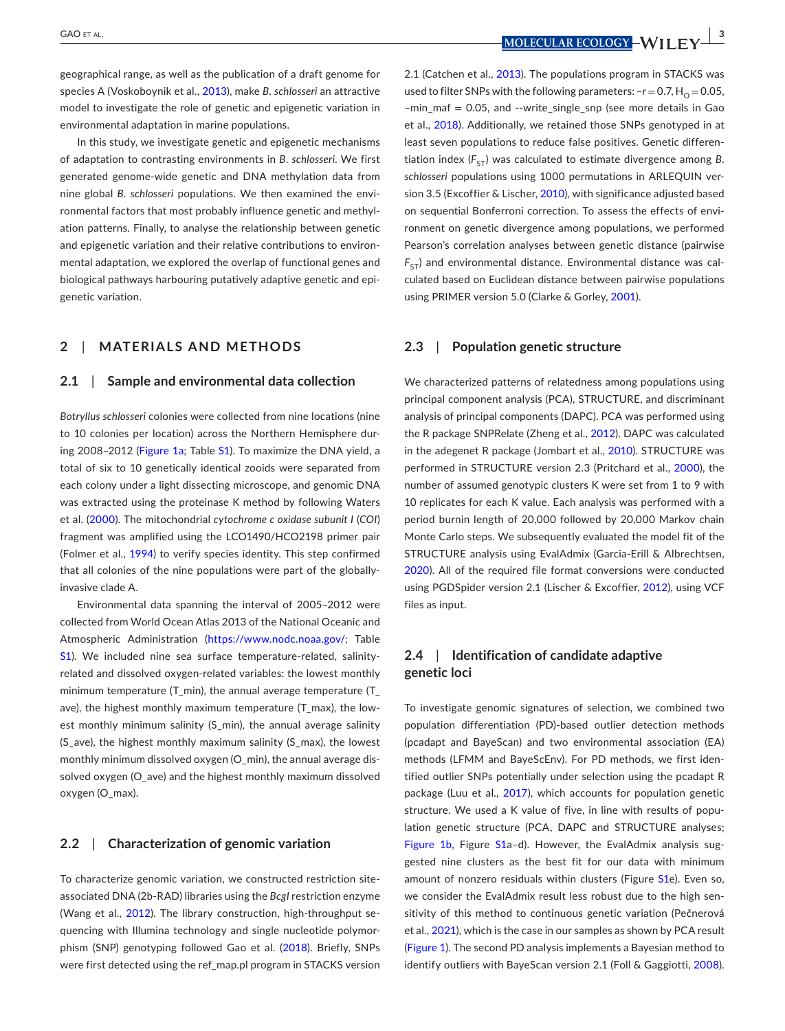geographical range, as well as the publication of a draft genome for species A (Voskoboynik et al., 2013), make *B. schlosseri* an attractive model to investigate the role of genetic and epigenetic variation in environmental adaptation in marine populations.

In this study, we investigate genetic and epigenetic mechanisms of adaptation to contrasting environments in *B. schlosseri*. We first generated genome-wide genetic and DNA methylation data from nine global *B. schlosseri* populations. We then examined the environmental factors that most probably influence genetic and methylation patterns. Finally, to analyse the relationship between genetic and epigenetic variation and their relative contributions to environmental adaptation, we explored the overlap of functional genes and biological pathways harbouring putatively adaptive genetic and epigenetic variation.

## 2 | MATERIALS AND METHODS

### 2.1 | Sample and environmental data collection

*Botryllus schlosseri* colonies were collected from nine locations (nine to 10 colonies per location) across the Northern Hemisphere during 2008–2012 (Figure 1a; Table S1). To maximize the DNA yield, a total of six to 10 genetically identical zooids were separated from each colony under a light dissecting microscope, and genomic DNA was extracted using the proteinase K method by following Waters et al. (2000). The mitochondrial *cytochrome c oxidase subunit I* (*COI*) fragment was amplified using the LCO1490/HCO2198 primer pair (Folmer et al., 1994) to verify species identity. This step confirmed that all colonies of the nine populations were part of the globally-invasive clade A.

Environmental data spanning the interval of 2005–2012 were collected from World Ocean Atlas 2013 of the National Oceanic and Atmospheric Administration (https://www.nodc.noaa.gov/; Table S1). We included nine sea surface temperature-related, salinity-related and dissolved oxygen-related variables: the lowest monthly minimum temperature (T_min), the annual average temperature (T_ave), the highest monthly maximum temperature (T_max), the lowest monthly minimum salinity (S_min), the annual average salinity (S_ave), the highest monthly maximum salinity (S_max), the lowest monthly minimum dissolved oxygen (O_min), the annual average dissolved oxygen (O_ave) and the highest monthly maximum dissolved oxygen (O_max).

### 2.2 | Characterization of genomic variation

To characterize genomic variation, we constructed restriction site-associated DNA (2b-RAD) libraries using the *BcgI* restriction enzyme (Wang et al., 2012). The library construction, high-throughput sequencing with Illumina technology and single nucleotide polymorphism (SNP) genotyping followed Gao et al. (2018). Briefly, SNPs were first detected using the ref_map.pl program in STACKS version 2.1 (Catchen et al., 2013). The populations program in STACKS was used to filter SNPs with the following parameters: $-r = 0.7$, $H_O = 0.05$, –min_maf = 0.05, and --write_single_snp (see more details in Gao et al., 2018). Additionally, we retained those SNPs genotyped in at least seven populations to reduce false positives. Genetic differentiation index ($F_{ST}$) was calculated to estimate divergence among *B. schlosseri* populations using 1000 permutations in ARLEQUIN version 3.5 (Excoffier & Lischer, 2010), with significance adjusted based on sequential Bonferroni correction. To assess the effects of environment on genetic divergence among populations, we performed Pearson's correlation analyses between genetic distance (pairwise $F_{ST}$) and environmental distance. Environmental distance was calculated based on Euclidean distance between pairwise populations using PRIMER version 5.0 (Clarke & Gorley, 2001).

### 2.3 | Population genetic structure

We characterized patterns of relatedness among populations using principal component analysis (PCA), STRUCTURE, and discriminant analysis of principal components (DAPC). PCA was performed using the R package SNPRelate (Zheng et al., 2012). DAPC was calculated in the adegenet R package (Jombart et al., 2010). STRUCTURE was performed in STRUCTURE version 2.3 (Pritchard et al., 2000), the number of assumed genotypic clusters K were set from 1 to 9 with 10 replicates for each K value. Each analysis was performed with a period burnin length of 20,000 followed by 20,000 Markov chain Monte Carlo steps. We subsequently evaluated the model fit of the STRUCTURE analysis using EvalAdmix (Garcia-Erill & Albrechtsen, 2020). All of the required file format conversions were conducted using PGDSpider version 2.1 (Lischer & Excoffier, 2012), using VCF files as input.

### 2.4 | Identification of candidate adaptive genetic loci

To investigate genomic signatures of selection, we combined two population differentiation (PD)-based outlier detection methods (pcadapt and BayeScan) and two environmental association (EA) methods (LFMM and BayeScEnv). For PD methods, we first identified outlier SNPs potentially under selection using the pcadapt R package (Luu et al., 2017), which accounts for population genetic structure. We used a K value of five, in line with results of population genetic structure (PCA, DAPC and STRUCTURE analyses; Figure 1b, Figure S1a–d). However, the EvalAdmix analysis suggested nine clusters as the best fit for our data with minimum amount of nonzero residuals within clusters (Figure S1e). Even so, we consider the EvalAdmix result less robust due to the high sensitivity of this method to continuous genetic variation (Pečnerová et al., 2021), which is the case in our samples as shown by PCA result (Figure 1). The second PD analysis implements a Bayesian method to identify outliers with BayeScan version 2.1 (Foll & Gaggiotti, 2008).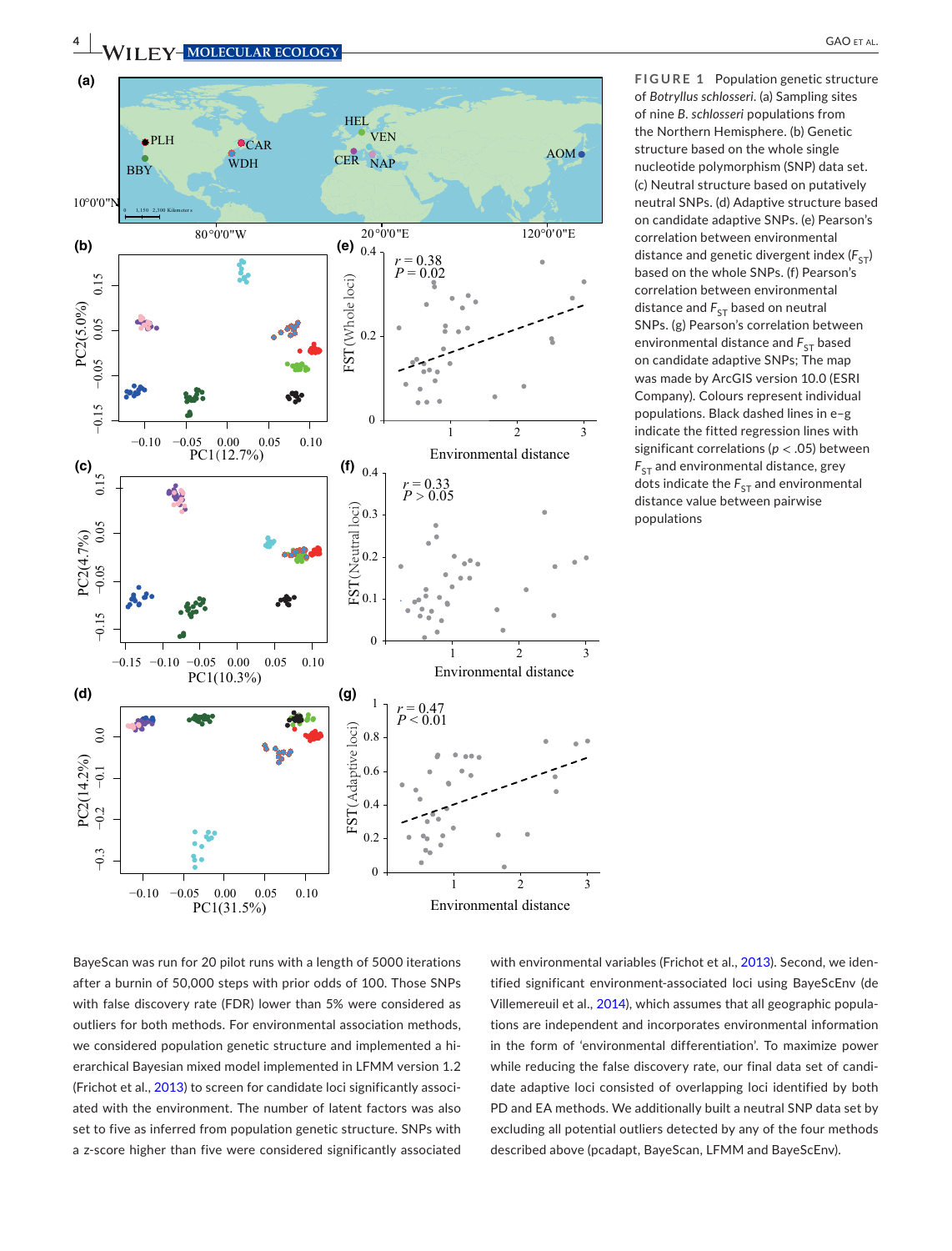**FIGURE 1** Population genetic structure of *Botryllus schlosseri*. (a) Sampling sites of nine *B. schlosseri* populations from the Northern Hemisphere. (b) Genetic structure based on the whole single nucleotide polymorphism (SNP) data set. (c) Neutral structure based on putatively neutral SNPs. (d) Adaptive structure based on candidate adaptive SNPs. (e) Pearson's correlation between environmental distance and genetic divergent index ($F_{ST}$) based on the whole SNPs. (f) Pearson's correlation between environmental distance and $F_{ST}$ based on neutral SNPs. (g) Pearson's correlation between environmental distance and $F_{ST}$ based on candidate adaptive SNPs; The map was made by ArcGIS version 10.0 (ESRI Company). Colours represent individual populations. Black dashed lines in e–g indicate the fitted regression lines with significant correlations ($p < .05$) between $F_{ST}$ and environmental distance, grey dots indicate the $F_{ST}$ and environmental distance value between pairwise populations

BayeScan was run for 20 pilot runs with a length of 5000 iterations after a burnin of 50,000 steps with prior odds of 100. Those SNPs with false discovery rate (FDR) lower than 5% were considered as outliers for both methods. For environmental association methods, we considered population genetic structure and implemented a hierarchical Bayesian mixed model implemented in LFMM version 1.2 (Frichot et al., 2013) to screen for candidate loci significantly associated with the environment. The number of latent factors was also set to five as inferred from population genetic structure. SNPs with a z-score higher than five were considered significantly associated with environmental variables (Frichot et al., 2013). Second, we identified significant environment-associated loci using BayeScEnv (de Villemereuil et al., 2014), which assumes that all geographic populations are independent and incorporates environmental information in the form of 'environmental differentiation'. To maximize power while reducing the false discovery rate, our final data set of candidate adaptive loci consisted of overlapping loci identified by both PD and EA methods. We additionally built a neutral SNP data set by excluding all potential outliers detected by any of the four methods described above (pcadapt, BayeScan, LFMM and BayeScEnv).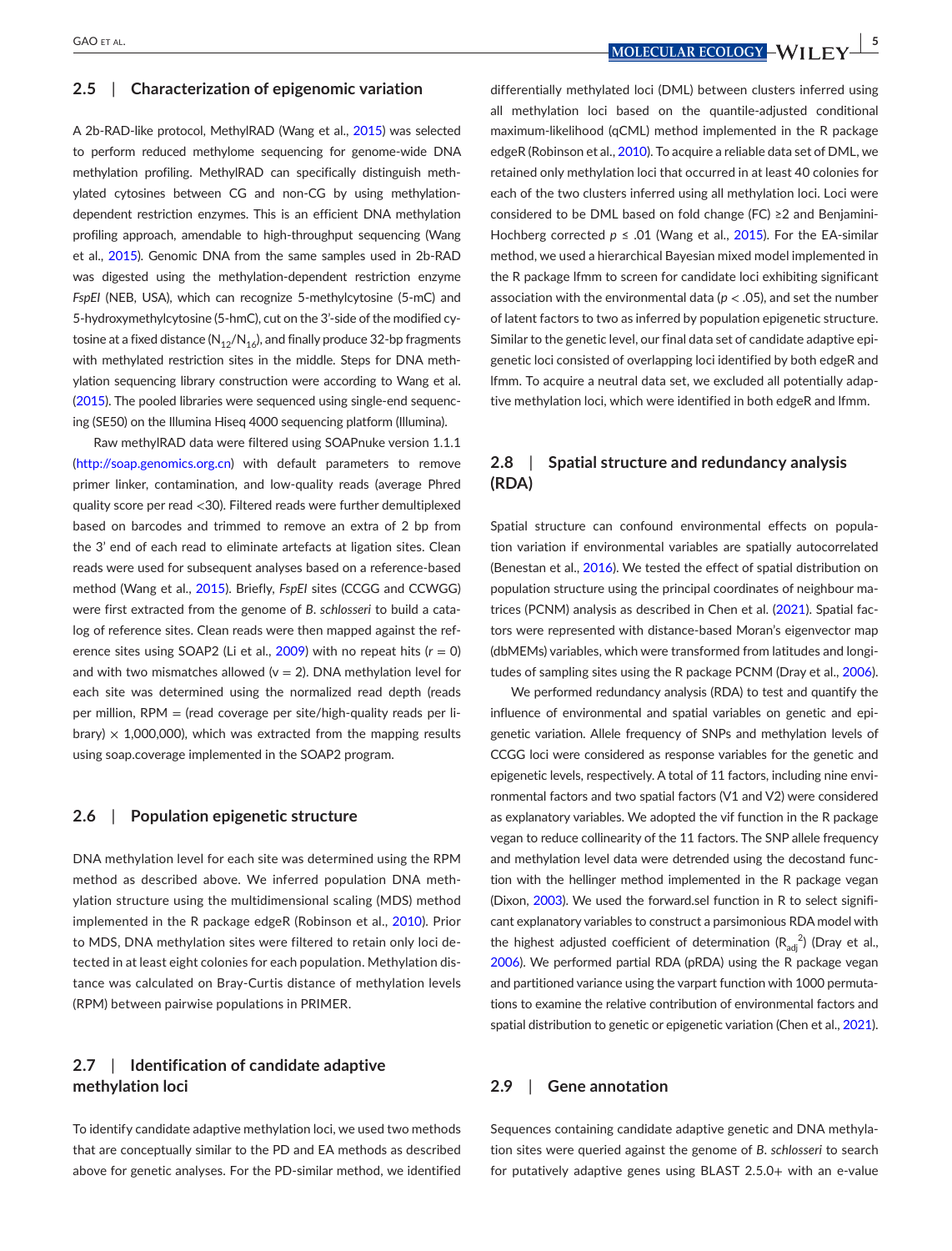### 2.5 | Characterization of epigenomic variation

A 2b-RAD-like protocol, MethylRAD (Wang et al., 2015) was selected to perform reduced methylome sequencing for genome-wide DNA methylation profiling. MethylRAD can specifically distinguish methylated cytosines between CG and non-CG by using methylation-dependent restriction enzymes. This is an efficient DNA methylation profiling approach, amendable to high-throughput sequencing (Wang et al., 2015). Genomic DNA from the same samples used in 2b-RAD was digested using the methylation-dependent restriction enzyme *FspEI* (NEB, USA), which can recognize 5-methylcytosine (5-mC) and 5-hydroxymethylcytosine (5-hmC), cut on the 3′-side of the modified cytosine at a fixed distance ($N_{12}/N_{16}$), and finally produce 32-bp fragments with methylated restriction sites in the middle. Steps for DNA methylation sequencing library construction were according to Wang et al. (2015). The pooled libraries were sequenced using single-end sequencing (SE50) on the Illumina Hiseq 4000 sequencing platform (Illumina).

Raw methylRAD data were filtered using SOAPnuke version 1.1.1 (http://soap.genomics.org.cn) with default parameters to remove primer linker, contamination, and low-quality reads (average Phred quality score per read <30). Filtered reads were further demultiplexed based on barcodes and trimmed to remove an extra of 2 bp from the 3′ end of each read to eliminate artefacts at ligation sites. Clean reads were used for subsequent analyses based on a reference-based method (Wang et al., 2015). Briefly, *FspEI* sites (CCGG and CCWGG) were first extracted from the genome of *B. schlosseri* to build a catalog of reference sites. Clean reads were then mapped against the reference sites using SOAP2 (Li et al., 2009) with no repeat hits ($r = 0$) and with two mismatches allowed ($v = 2$). DNA methylation level for each site was determined using the normalized read depth (reads per million, RPM = (read coverage per site/high-quality reads per library) × 1,000,000), which was extracted from the mapping results using soap.coverage implemented in the SOAP2 program.

### 2.6 | Population epigenetic structure

DNA methylation level for each site was determined using the RPM method as described above. We inferred population DNA methylation structure using the multidimensional scaling (MDS) method implemented in the R package edgeR (Robinson et al., 2010). Prior to MDS, DNA methylation sites were filtered to retain only loci detected in at least eight colonies for each population. Methylation distance was calculated on Bray-Curtis distance of methylation levels (RPM) between pairwise populations in PRIMER.

### 2.7 | Identification of candidate adaptive methylation loci

To identify candidate adaptive methylation loci, we used two methods that are conceptually similar to the PD and EA methods as described above for genetic analyses. For the PD-similar method, we identified differentially methylated loci (DML) between clusters inferred using all methylation loci based on the quantile-adjusted conditional maximum-likelihood (qCML) method implemented in the R package edgeR (Robinson et al., 2010). To acquire a reliable data set of DML, we retained only methylation loci that occurred in at least 40 colonies for each of the two clusters inferred using all methylation loci. Loci were considered to be DML based on fold change (FC) ≥2 and Benjamini-Hochberg corrected $p \le .01$ (Wang et al., 2015). For the EA-similar method, we used a hierarchical Bayesian mixed model implemented in the R package lfmm to screen for candidate loci exhibiting significant association with the environmental data ($p < .05$), and set the number of latent factors to two as inferred by population epigenetic structure. Similar to the genetic level, our final data set of candidate adaptive epigenetic loci consisted of overlapping loci identified by both edgeR and lfmm. To acquire a neutral data set, we excluded all potentially adaptive methylation loci, which were identified in both edgeR and lfmm.

### 2.8 | Spatial structure and redundancy analysis (RDA)

Spatial structure can confound environmental effects on population variation if environmental variables are spatially autocorrelated (Benestan et al., 2016). We tested the effect of spatial distribution on population structure using the principal coordinates of neighbour matrices (PCNM) analysis as described in Chen et al. (2021). Spatial factors were represented with distance-based Moran's eigenvector map (dbMEMs) variables, which were transformed from latitudes and longitudes of sampling sites using the R package PCNM (Dray et al., 2006).

We performed redundancy analysis (RDA) to test and quantify the influence of environmental and spatial variables on genetic and epigenetic variation. Allele frequency of SNPs and methylation levels of CCGG loci were considered as response variables for the genetic and epigenetic levels, respectively. A total of 11 factors, including nine environmental factors and two spatial factors (V1 and V2) were considered as explanatory variables. We adopted the vif function in the R package vegan to reduce collinearity of the 11 factors. The SNP allele frequency and methylation level data were detrended using the decostand function with the hellinger method implemented in the R package vegan (Dixon, 2003). We used the forward.sel function in R to select significant explanatory variables to construct a parsimonious RDA model with the highest adjusted coefficient of determination ($R_{adj}^2$) (Dray et al., 2006). We performed partial RDA (pRDA) using the R package vegan and partitioned variance using the varpart function with 1000 permutations to examine the relative contribution of environmental factors and spatial distribution to genetic or epigenetic variation (Chen et al., 2021).

### 2.9 | Gene annotation

Sequences containing candidate adaptive genetic and DNA methylation sites were queried against the genome of *B. schlosseri* to search for putatively adaptive genes using BLAST 2.5.0+ with an e-value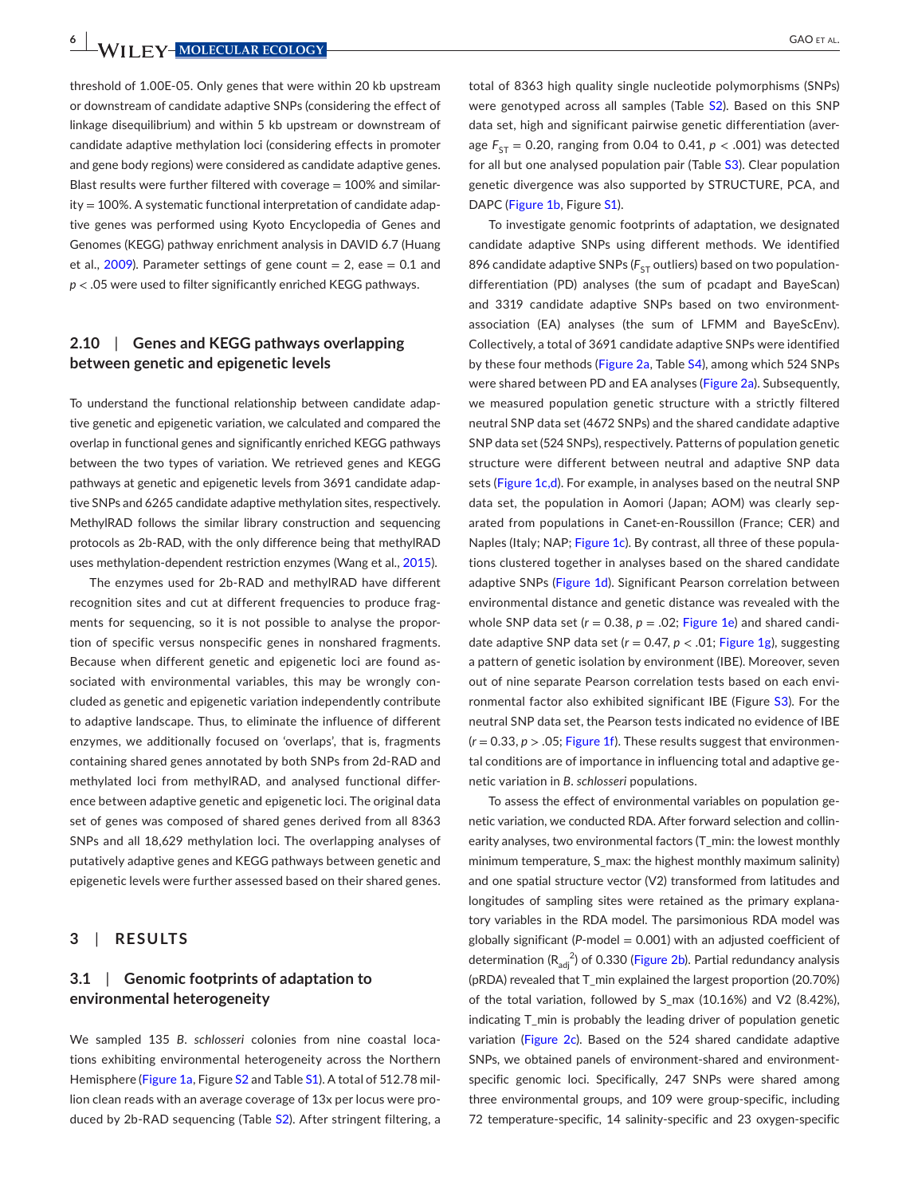threshold of 1.00E-05. Only genes that were within 20 kb upstream or downstream of candidate adaptive SNPs (considering the effect of linkage disequilibrium) and within 5 kb upstream or downstream of candidate adaptive methylation loci (considering effects in promoter and gene body regions) were considered as candidate adaptive genes. Blast results were further filtered with coverage = 100% and similarity = 100%. A systematic functional interpretation of candidate adaptive genes was performed using Kyoto Encyclopedia of Genes and Genomes (KEGG) pathway enrichment analysis in DAVID 6.7 (Huang et al., 2009). Parameter settings of gene count = 2, ease = 0.1 and $p < .05$ were used to filter significantly enriched KEGG pathways.

### 2.10 | Genes and KEGG pathways overlapping between genetic and epigenetic levels

To understand the functional relationship between candidate adaptive genetic and epigenetic variation, we calculated and compared the overlap in functional genes and significantly enriched KEGG pathways between the two types of variation. We retrieved genes and KEGG pathways at genetic and epigenetic levels from 3691 candidate adaptive SNPs and 6265 candidate adaptive methylation sites, respectively. MethylRAD follows the similar library construction and sequencing protocols as 2b-RAD, with the only difference being that methylRAD uses methylation-dependent restriction enzymes (Wang et al., 2015).

The enzymes used for 2b-RAD and methylRAD have different recognition sites and cut at different frequencies to produce fragments for sequencing, so it is not possible to analyse the proportion of specific versus nonspecific genes in nonshared fragments. Because when different genetic and epigenetic loci are found associated with environmental variables, this may be wrongly concluded as genetic and epigenetic variation independently contribute to adaptive landscape. Thus, to eliminate the influence of different enzymes, we additionally focused on 'overlaps', that is, fragments containing shared genes annotated by both SNPs from 2d-RAD and methylated loci from methylRAD, and analysed functional difference between adaptive genetic and epigenetic loci. The original data set of genes was composed of shared genes derived from all 8363 SNPs and all 18,629 methylation loci. The overlapping analyses of putatively adaptive genes and KEGG pathways between genetic and epigenetic levels were further assessed based on their shared genes.

## 3 | RESULTS

### 3.1 | Genomic footprints of adaptation to environmental heterogeneity

We sampled 135 *B. schlosseri* colonies from nine coastal locations exhibiting environmental heterogeneity across the Northern Hemisphere (Figure 1a, Figure S2 and Table S1). A total of 512.78 million clean reads with an average coverage of 13x per locus were produced by 2b-RAD sequencing (Table S2). After stringent filtering, a total of 8363 high quality single nucleotide polymorphisms (SNPs) were genotyped across all samples (Table S2). Based on this SNP data set, high and significant pairwise genetic differentiation (average $F_{ST} = 0.20$, ranging from 0.04 to 0.41, $p < .001$) was detected for all but one analysed population pair (Table S3). Clear population genetic divergence was also supported by STRUCTURE, PCA, and DAPC (Figure 1b, Figure S1).

To investigate genomic footprints of adaptation, we designated candidate adaptive SNPs using different methods. We identified 896 candidate adaptive SNPs ($F_{ST}$ outliers) based on two population-differentiation (PD) analyses (the sum of pcadapt and BayeScan) and 3319 candidate adaptive SNPs based on two environment-association (EA) analyses (the sum of LFMM and BayeScEnv). Collectively, a total of 3691 candidate adaptive SNPs were identified by these four methods (Figure 2a, Table S4), among which 524 SNPs were shared between PD and EA analyses (Figure 2a). Subsequently, we measured population genetic structure with a strictly filtered neutral SNP data set (4672 SNPs) and the shared candidate adaptive SNP data set (524 SNPs), respectively. Patterns of population genetic structure were different between neutral and adaptive SNP data sets (Figure 1c,d). For example, in analyses based on the neutral SNP data set, the population in Aomori (Japan; AOM) was clearly separated from populations in Canet-en-Roussillon (France; CER) and Naples (Italy; NAP; Figure 1c). By contrast, all three of these populations clustered together in analyses based on the shared candidate adaptive SNPs (Figure 1d). Significant Pearson correlation between environmental distance and genetic distance was revealed with the whole SNP data set ($r = 0.38$, $p = .02$; Figure 1e) and shared candidate adaptive SNP data set ($r = 0.47$, $p < .01$; Figure 1g), suggesting a pattern of genetic isolation by environment (IBE). Moreover, seven out of nine separate Pearson correlation tests based on each environmental factor also exhibited significant IBE (Figure S3). For the neutral SNP data set, the Pearson tests indicated no evidence of IBE ($r = 0.33$, $p > .05$; Figure 1f). These results suggest that environmental conditions are of importance in influencing total and adaptive genetic variation in *B. schlosseri* populations.

To assess the effect of environmental variables on population genetic variation, we conducted RDA. After forward selection and collinearity analyses, two environmental factors (T_min: the lowest monthly minimum temperature, S_max: the highest monthly maximum salinity) and one spatial structure vector (V2) transformed from latitudes and longitudes of sampling sites were retained as the primary explanatory variables in the RDA model. The parsimonious RDA model was globally significant (*P*-model = 0.001) with an adjusted coefficient of determination ($R_{adj}^2$) of 0.330 (Figure 2b). Partial redundancy analysis (pRDA) revealed that T_min explained the largest proportion (20.70%) of the total variation, followed by S_max (10.16%) and V2 (8.42%), indicating T_min is probably the leading driver of population genetic variation (Figure 2c). Based on the 524 shared candidate adaptive SNPs, we obtained panels of environment-shared and environment-specific genomic loci. Specifically, 247 SNPs were shared among three environmental groups, and 109 were group-specific, including 72 temperature-specific, 14 salinity-specific and 23 oxygen-specific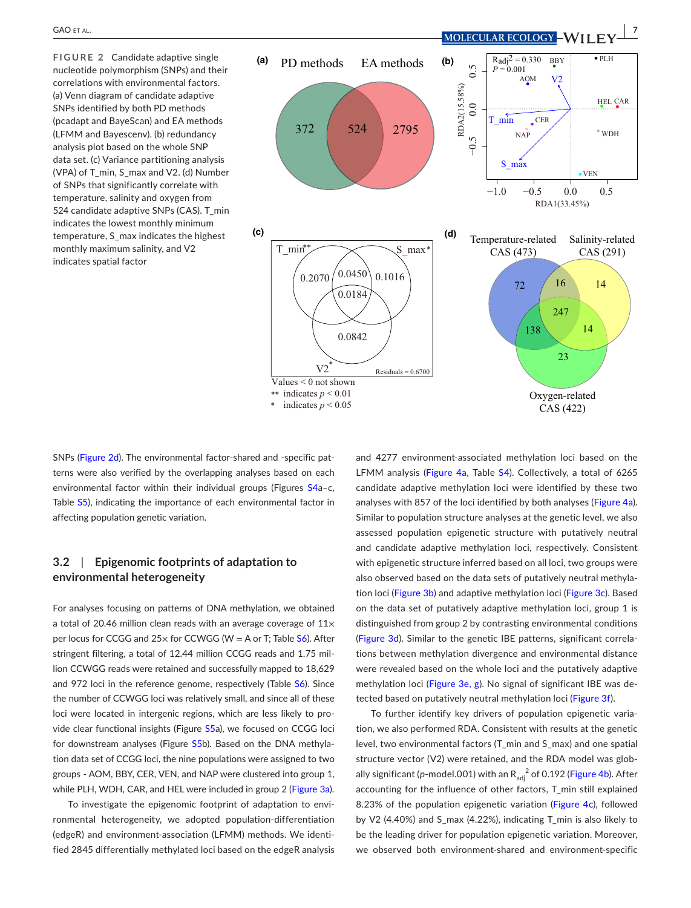FIGURE 2 Candidate adaptive single nucleotide polymorphism (SNPs) and their correlations with environmental factors. (a) Venn diagram of candidate adaptive SNPs identified by both PD methods (pcadapt and BayeScan) and EA methods (LFMM and Bayescenv). (b) redundancy analysis plot based on the whole SNP data set. (c) Variance partitioning analysis (VPA) of T_min, S_max and V2. (d) Number of SNPs that significantly correlate with temperature, salinity and oxygen from 524 candidate adaptive SNPs (CAS). T_min indicates the lowest monthly minimum temperature, S_max indicates the highest monthly maximum salinity, and V2 indicates spatial factor

SNPs (Figure 2d). The environmental factor-shared and -specific patterns were also verified by the overlapping analyses based on each environmental factor within their individual groups (Figures S4a–c, Table S5), indicating the importance of each environmental factor in affecting population genetic variation.

## 3.2 | Epigenomic footprints of adaptation to environmental heterogeneity

For analyses focusing on patterns of DNA methylation, we obtained a total of 20.46 million clean reads with an average coverage of 11× per locus for CCGG and 25× for CCWGG (W = A or T; Table S6). After stringent filtering, a total of 12.44 million CCGG reads and 1.75 million CCWGG reads were retained and successfully mapped to 18,629 and 972 loci in the reference genome, respectively (Table S6). Since the number of CCWGG loci was relatively small, and since all of these loci were located in intergenic regions, which are less likely to provide clear functional insights (Figure S5a), we focused on CCGG loci for downstream analyses (Figure S5b). Based on the DNA methylation data set of CCGG loci, the nine populations were assigned to two groups - AOM, BBY, CER, VEN, and NAP were clustered into group 1, while PLH, WDH, CAR, and HEL were included in group 2 (Figure 3a).

To investigate the epigenomic footprint of adaptation to environmental heterogeneity, we adopted population-differentiation (edgeR) and environment-association (LFMM) methods. We identified 2845 differentially methylated loci based on the edgeR analysis and 4277 environment-associated methylation loci based on the LFMM analysis (Figure 4a, Table S4). Collectively, a total of 6265 candidate adaptive methylation loci were identified by these two analyses with 857 of the loci identified by both analyses (Figure 4a). Similar to population structure analyses at the genetic level, we also assessed population epigenetic structure with putatively neutral and candidate adaptive methylation loci, respectively. Consistent with epigenetic structure inferred based on all loci, two groups were also observed based on the data sets of putatively neutral methylation loci (Figure 3b) and adaptive methylation loci (Figure 3c). Based on the data set of putatively adaptive methylation loci, group 1 is distinguished from group 2 by contrasting environmental conditions (Figure 3d). Similar to the genetic IBE patterns, significant correlations between methylation divergence and environmental distance were revealed based on the whole loci and the putatively adaptive methylation loci (Figure 3e, g). No signal of significant IBE was detected based on putatively neutral methylation loci (Figure 3f).

To further identify key drivers of population epigenetic variation, we also performed RDA. Consistent with results at the genetic level, two environmental factors (T_min and S_max) and one spatial structure vector (V2) were retained, and the RDA model was globally significant (*p*-model.001) with an $R_{adj}^2$ of 0.192 (Figure 4b). After accounting for the influence of other factors, T_min still explained 8.23% of the population epigenetic variation (Figure 4c), followed by V2 (4.40%) and S_max (4.22%), indicating T_min is also likely to be the leading driver for population epigenetic variation. Moreover, we observed both environment-shared and environment-specific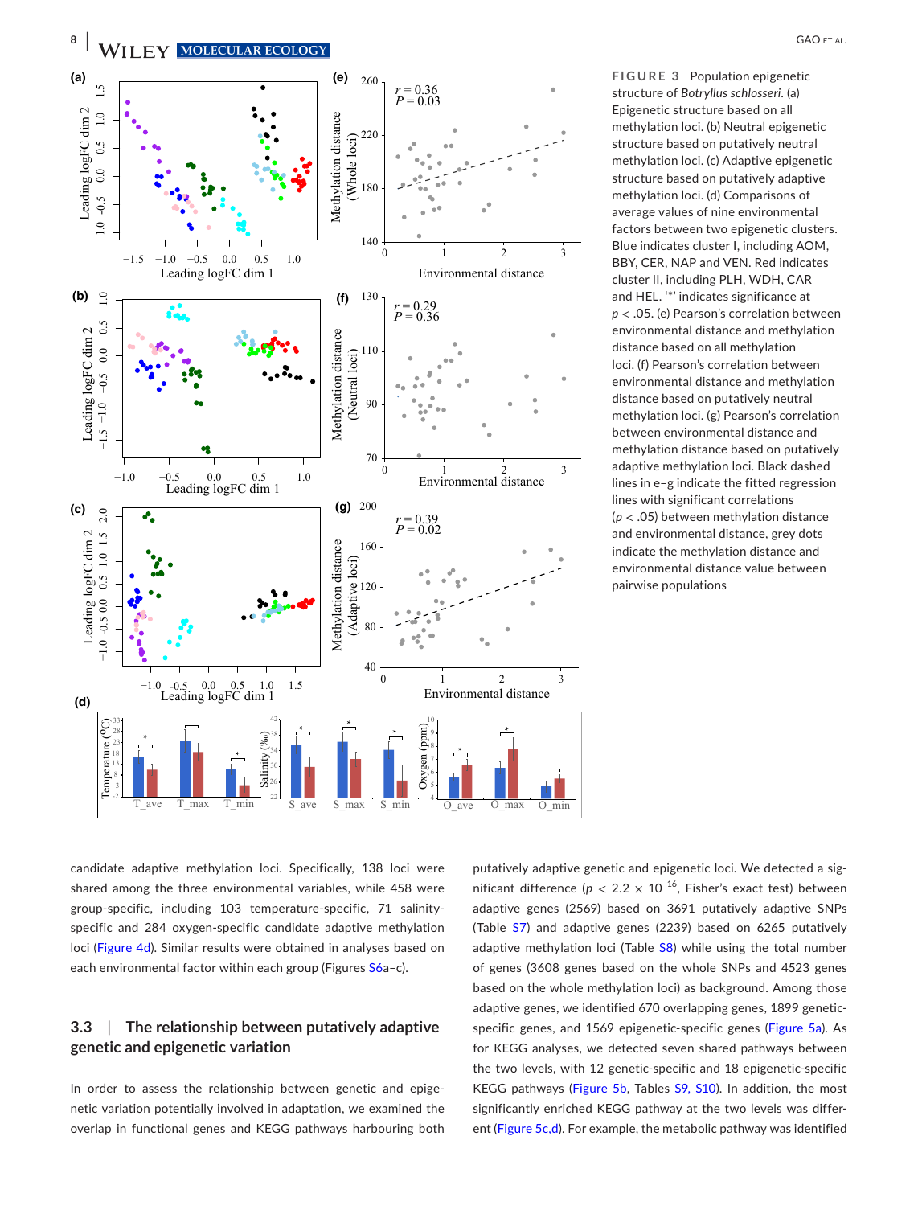**FIGURE 3** Population epigenetic structure of *Botryllus schlosseri*. (a) Epigenetic structure based on all methylation loci. (b) Neutral epigenetic structure based on putatively neutral methylation loci. (c) Adaptive epigenetic structure based on putatively adaptive methylation loci. (d) Comparisons of average values of nine environmental factors between two epigenetic clusters. Blue indicates cluster I, including AOM, BBY, CER, NAP and VEN. Red indicates cluster II, including PLH, WDH, CAR and HEL. '*' indicates significance at $p < .05$. (e) Pearson's correlation between environmental distance and methylation distance based on all methylation loci. (f) Pearson's correlation between environmental distance and methylation distance based on putatively neutral methylation loci. (g) Pearson's correlation between environmental distance and methylation distance based on putatively adaptive methylation loci. Black dashed lines in e–g indicate the fitted regression lines with significant correlations ($p < .05$) between methylation distance and environmental distance, grey dots indicate the methylation distance and environmental distance value between pairwise populations

candidate adaptive methylation loci. Specifically, 138 loci were shared among the three environmental variables, while 458 were group-specific, including 103 temperature-specific, 71 salinity-specific and 284 oxygen-specific candidate adaptive methylation loci (Figure 4d). Similar results were obtained in analyses based on each environmental factor within each group (Figures S6a–c).

### 3.3 | The relationship between putatively adaptive genetic and epigenetic variation

In order to assess the relationship between genetic and epigenetic variation potentially involved in adaptation, we examined the overlap in functional genes and KEGG pathways harbouring both putatively adaptive genetic and epigenetic loci. We detected a significant difference ($p < 2.2 \times 10^{-16}$, Fisher's exact test) between adaptive genes (2569) based on 3691 putatively adaptive SNPs (Table S7) and adaptive genes (2239) based on 6265 putatively adaptive methylation loci (Table S8) while using the total number of genes (3608 genes based on the whole SNPs and 4523 genes based on the whole methylation loci) as background. Among those adaptive genes, we identified 670 overlapping genes, 1899 genetic-specific genes, and 1569 epigenetic-specific genes (Figure 5a). As for KEGG analyses, we detected seven shared pathways between the two levels, with 12 genetic-specific and 18 epigenetic-specific KEGG pathways (Figure 5b, Tables S9, S10). In addition, the most significantly enriched KEGG pathway at the two levels was different (Figure 5c,d). For example, the metabolic pathway was identified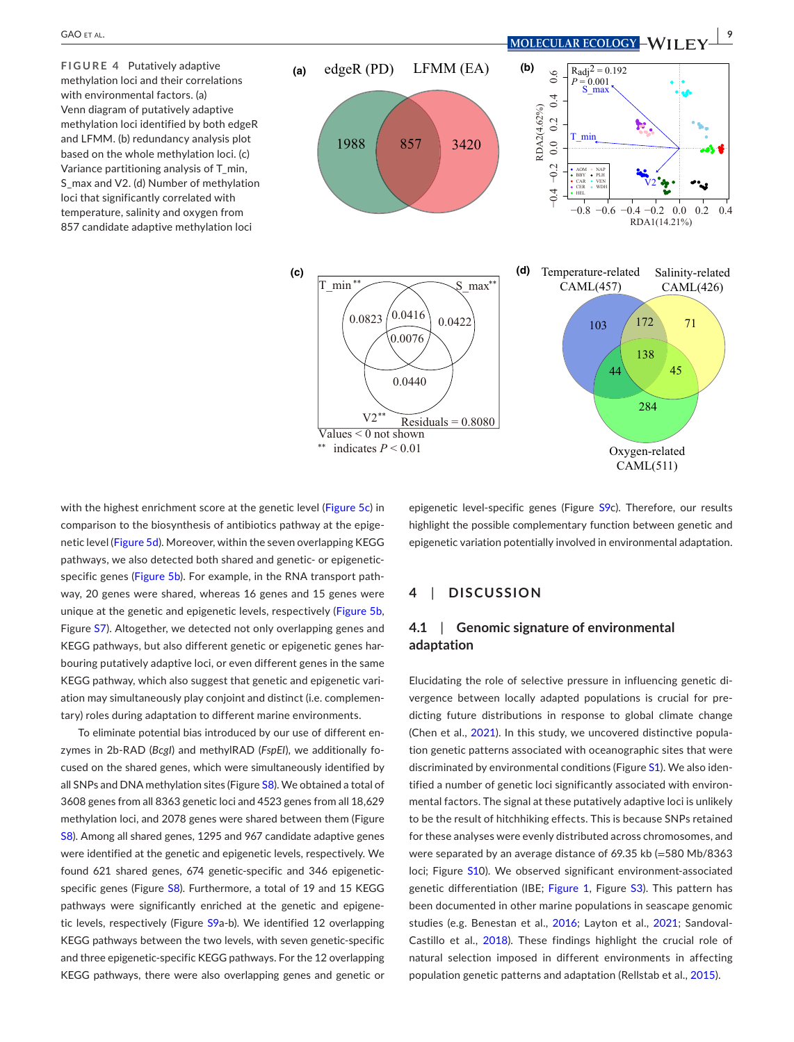FIGURE 4 Putatively adaptive methylation loci and their correlations with environmental factors. (a) Venn diagram of putatively adaptive methylation loci identified by both edgeR and LFMM. (b) redundancy analysis plot based on the whole methylation loci. (c) Variance partitioning analysis of T_min, S_max and V2. (d) Number of methylation loci that significantly correlated with temperature, salinity and oxygen from 857 candidate adaptive methylation loci

with the highest enrichment score at the genetic level (Figure 5c) in comparison to the biosynthesis of antibiotics pathway at the epigenetic level (Figure 5d). Moreover, within the seven overlapping KEGG pathways, we also detected both shared and genetic- or epigenetic-specific genes (Figure 5b). For example, in the RNA transport pathway, 20 genes were shared, whereas 16 genes and 15 genes were unique at the genetic and epigenetic levels, respectively (Figure 5b, Figure S7). Altogether, we detected not only overlapping genes and KEGG pathways, but also different genetic or epigenetic genes harbouring putatively adaptive loci, or even different genes in the same KEGG pathway, which also suggest that genetic and epigenetic variation may simultaneously play conjoint and distinct (i.e. complementary) roles during adaptation to different marine environments.

To eliminate potential bias introduced by our use of different enzymes in 2b-RAD (*BcgI*) and methylRAD (*FspEI*), we additionally focused on the shared genes, which were simultaneously identified by all SNPs and DNA methylation sites (Figure S8). We obtained a total of 3608 genes from all 8363 genetic loci and 4523 genes from all 18,629 methylation loci, and 2078 genes were shared between them (Figure S8). Among all shared genes, 1295 and 967 candidate adaptive genes were identified at the genetic and epigenetic levels, respectively. We found 621 shared genes, 674 genetic-specific and 346 epigenetic-specific genes (Figure S8). Furthermore, a total of 19 and 15 KEGG pathways were significantly enriched at the genetic and epigenetic levels, respectively (Figure S9a-b). We identified 12 overlapping KEGG pathways between the two levels, with seven genetic-specific and three epigenetic-specific KEGG pathways. For the 12 overlapping KEGG pathways, there were also overlapping genes and genetic or epigenetic level-specific genes (Figure S9c). Therefore, our results highlight the possible complementary function between genetic and epigenetic variation potentially involved in environmental adaptation.

## 4 | DISCUSSION

### 4.1 | Genomic signature of environmental adaptation

Elucidating the role of selective pressure in influencing genetic divergence between locally adapted populations is crucial for predicting future distributions in response to global climate change (Chen et al., 2021). In this study, we uncovered distinctive population genetic patterns associated with oceanographic sites that were discriminated by environmental conditions (Figure S1). We also identified a number of genetic loci significantly associated with environmental factors. The signal at these putatively adaptive loci is unlikely to be the result of hitchhiking effects. This is because SNPs retained for these analyses were evenly distributed across chromosomes, and were separated by an average distance of 69.35 kb (=580 Mb/8363 loci; Figure S10). We observed significant environment-associated genetic differentiation (IBE; Figure 1, Figure S3). This pattern has been documented in other marine populations in seascape genomic studies (e.g. Benestan et al., 2016; Layton et al., 2021; Sandoval-Castillo et al., 2018). These findings highlight the crucial role of natural selection imposed in different environments in affecting population genetic patterns and adaptation (Rellstab et al., 2015).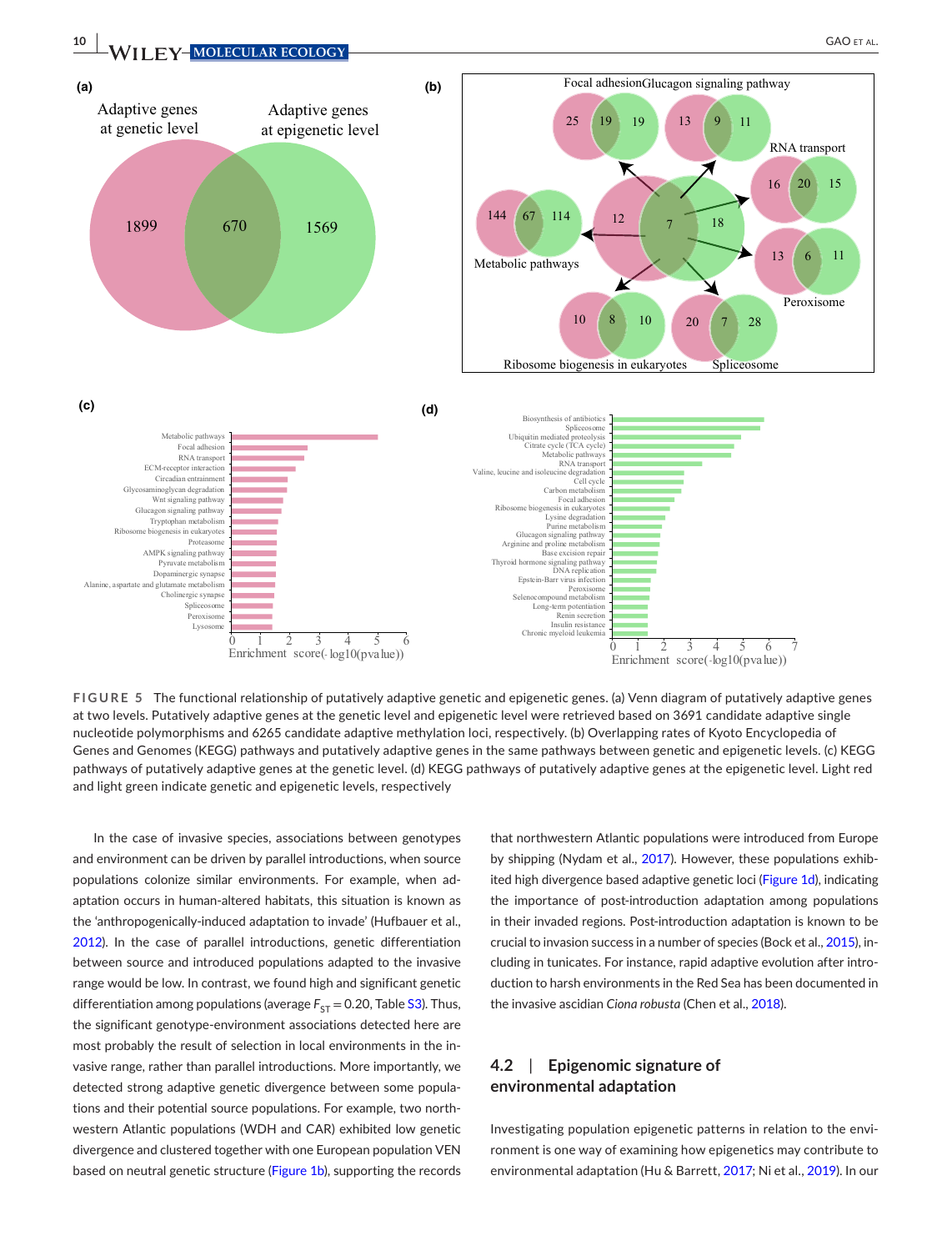FIGURE 5 The functional relationship of putatively adaptive genetic and epigenetic genes. (a) Venn diagram of putatively adaptive genes at two levels. Putatively adaptive genes at the genetic level and epigenetic level were retrieved based on 3691 candidate adaptive single nucleotide polymorphisms and 6265 candidate adaptive methylation loci, respectively. (b) Overlapping rates of Kyoto Encyclopedia of Genes and Genomes (KEGG) pathways and putatively adaptive genes in the same pathways between genetic and epigenetic levels. (c) KEGG pathways of putatively adaptive genes at the genetic level. (d) KEGG pathways of putatively adaptive genes at the epigenetic level. Light red and light green indicate genetic and epigenetic levels, respectively

In the case of invasive species, associations between genotypes and environment can be driven by parallel introductions, when source populations colonize similar environments. For example, when adaptation occurs in human-altered habitats, this situation is known as the 'anthropogenically-induced adaptation to invade' (Hufbauer et al., 2012). In the case of parallel introductions, genetic differentiation between source and introduced populations adapted to the invasive range would be low. In contrast, we found high and significant genetic differentiation among populations (average $F_{ST} = 0.20$, Table S3). Thus, the significant genotype-environment associations detected here are most probably the result of selection in local environments in the invasive range, rather than parallel introductions. More importantly, we detected strong adaptive genetic divergence between some populations and their potential source populations. For example, two northwestern Atlantic populations (WDH and CAR) exhibited low genetic divergence and clustered together with one European population VEN based on neutral genetic structure (Figure 1b), supporting the records that northwestern Atlantic populations were introduced from Europe by shipping (Nydam et al., 2017). However, these populations exhibited high divergence based adaptive genetic loci (Figure 1d), indicating the importance of post-introduction adaptation among populations in their invaded regions. Post-introduction adaptation is known to be crucial to invasion success in a number of species (Bock et al., 2015), including in tunicates. For instance, rapid adaptive evolution after introduction to harsh environments in the Red Sea has been documented in the invasive ascidian *Ciona robusta* (Chen et al., 2018).

## 4.2 | Epigenomic signature of environmental adaptation

Investigating population epigenetic patterns in relation to the environment is one way of examining how epigenetics may contribute to environmental adaptation (Hu & Barrett, 2017; Ni et al., 2019). In our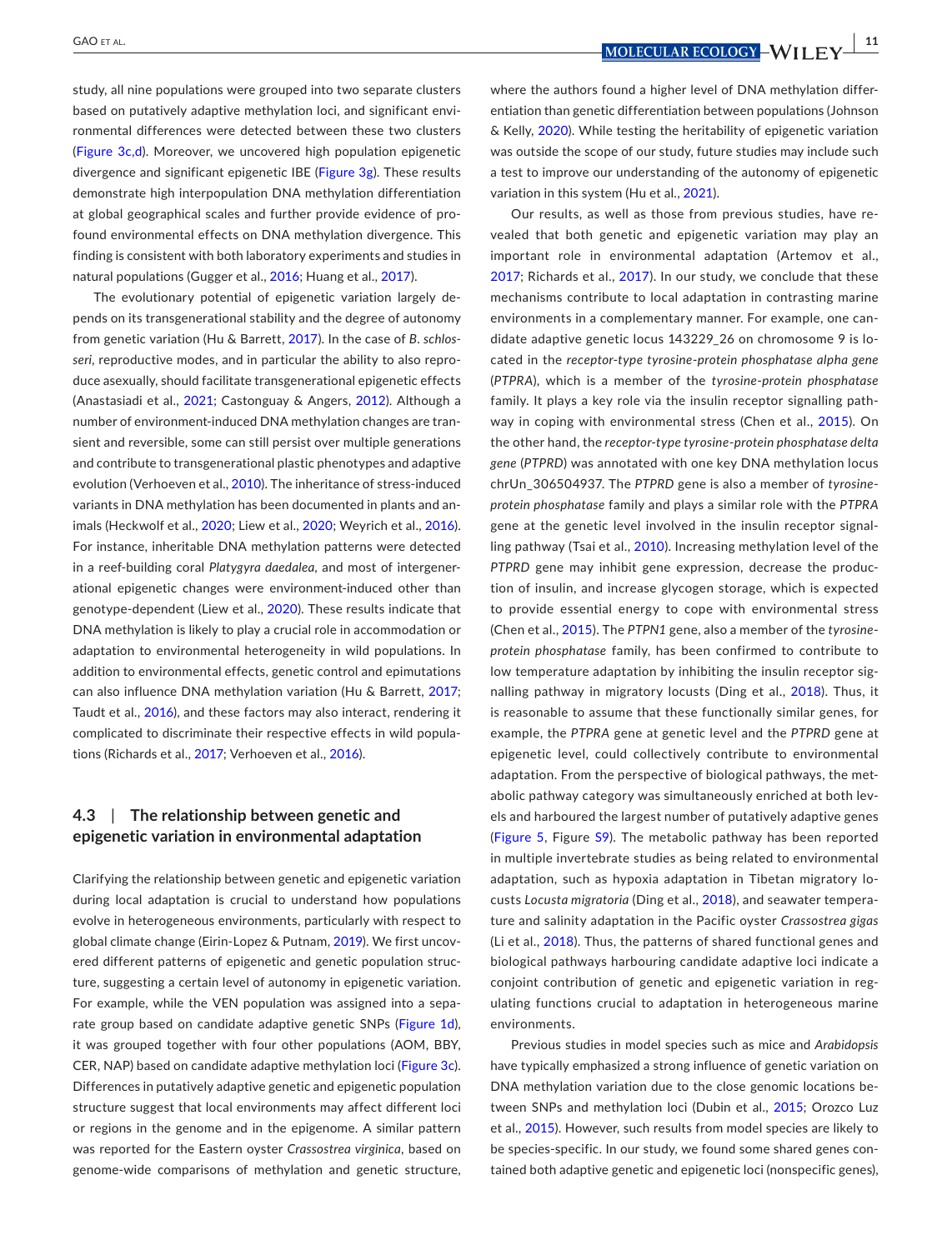study, all nine populations were grouped into two separate clusters based on putatively adaptive methylation loci, and significant environmental differences were detected between these two clusters (Figure 3c,d). Moreover, we uncovered high population epigenetic divergence and significant epigenetic IBE (Figure 3g). These results demonstrate high interpopulation DNA methylation differentiation at global geographical scales and further provide evidence of profound environmental effects on DNA methylation divergence. This finding is consistent with both laboratory experiments and studies in natural populations (Gugger et al., 2016; Huang et al., 2017).

The evolutionary potential of epigenetic variation largely depends on its transgenerational stability and the degree of autonomy from genetic variation (Hu & Barrett, 2017). In the case of *B. schlosseri*, reproductive modes, and in particular the ability to also reproduce asexually, should facilitate transgenerational epigenetic effects (Anastasiadi et al., 2021; Castonguay & Angers, 2012). Although a number of environment-induced DNA methylation changes are transient and reversible, some can still persist over multiple generations and contribute to transgenerational plastic phenotypes and adaptive evolution (Verhoeven et al., 2010). The inheritance of stress-induced variants in DNA methylation has been documented in plants and animals (Heckwolf et al., 2020; Liew et al., 2020; Weyrich et al., 2016). For instance, inheritable DNA methylation patterns were detected in a reef-building coral *Platygyra daedalea*, and most of intergenerational epigenetic changes were environment-induced other than genotype-dependent (Liew et al., 2020). These results indicate that DNA methylation is likely to play a crucial role in accommodation or adaptation to environmental heterogeneity in wild populations. In addition to environmental effects, genetic control and epimutations can also influence DNA methylation variation (Hu & Barrett, 2017; Taudt et al., 2016), and these factors may also interact, rendering it complicated to discriminate their respective effects in wild populations (Richards et al., 2017; Verhoeven et al., 2016).

### 4.3 | The relationship between genetic and epigenetic variation in environmental adaptation

Clarifying the relationship between genetic and epigenetic variation during local adaptation is crucial to understand how populations evolve in heterogeneous environments, particularly with respect to global climate change (Eirin-Lopez & Putnam, 2019). We first uncovered different patterns of epigenetic and genetic population structure, suggesting a certain level of autonomy in epigenetic variation. For example, while the VEN population was assigned into a separate group based on candidate adaptive genetic SNPs (Figure 1d), it was grouped together with four other populations (AOM, BBY, CER, NAP) based on candidate adaptive methylation loci (Figure 3c). Differences in putatively adaptive genetic and epigenetic population structure suggest that local environments may affect different loci or regions in the genome and in the epigenome. A similar pattern was reported for the Eastern oyster *Crassostrea virginica*, based on genome-wide comparisons of methylation and genetic structure, where the authors found a higher level of DNA methylation differentiation than genetic differentiation between populations (Johnson & Kelly, 2020). While testing the heritability of epigenetic variation was outside the scope of our study, future studies may include such a test to improve our understanding of the autonomy of epigenetic variation in this system (Hu et al., 2021).

Our results, as well as those from previous studies, have revealed that both genetic and epigenetic variation may play an important role in environmental adaptation (Artemov et al., 2017; Richards et al., 2017). In our study, we conclude that these mechanisms contribute to local adaptation in contrasting marine environments in a complementary manner. For example, one candidate adaptive genetic locus 143229_26 on chromosome 9 is located in the *receptor-type tyrosine-protein phosphatase alpha gene* (*PTPRA*), which is a member of the *tyrosine-protein phosphatase* family. It plays a key role via the insulin receptor signalling pathway in coping with environmental stress (Chen et al., 2015). On the other hand, the *receptor-type tyrosine-protein phosphatase delta gene* (*PTPRD*) was annotated with one key DNA methylation locus chrUn_306504937. The *PTPRD* gene is also a member of *tyrosine-protein phosphatase* family and plays a similar role with the *PTPRA* gene at the genetic level involved in the insulin receptor signalling pathway (Tsai et al., 2010). Increasing methylation level of the *PTPRD* gene may inhibit gene expression, decrease the production of insulin, and increase glycogen storage, which is expected to provide essential energy to cope with environmental stress (Chen et al., 2015). The *PTPN1* gene, also a member of the *tyrosine-protein phosphatase* family, has been confirmed to contribute to low temperature adaptation by inhibiting the insulin receptor signalling pathway in migratory locusts (Ding et al., 2018). Thus, it is reasonable to assume that these functionally similar genes, for example, the *PTPRA* gene at genetic level and the *PTPRD* gene at epigenetic level, could collectively contribute to environmental adaptation. From the perspective of biological pathways, the metabolic pathway category was simultaneously enriched at both levels and harboured the largest number of putatively adaptive genes (Figure 5, Figure S9). The metabolic pathway has been reported in multiple invertebrate studies as being related to environmental adaptation, such as hypoxia adaptation in Tibetan migratory locusts *Locusta migratoria* (Ding et al., 2018), and seawater temperature and salinity adaptation in the Pacific oyster *Crassostrea gigas* (Li et al., 2018). Thus, the patterns of shared functional genes and biological pathways harbouring candidate adaptive loci indicate a conjoint contribution of genetic and epigenetic variation in regulating functions crucial to adaptation in heterogeneous marine environments.

Previous studies in model species such as mice and *Arabidopsis* have typically emphasized a strong influence of genetic variation on DNA methylation variation due to the close genomic locations between SNPs and methylation loci (Dubin et al., 2015; Orozco Luz et al., 2015). However, such results from model species are likely to be species-specific. In our study, we found some shared genes contained both adaptive genetic and epigenetic loci (nonspecific genes),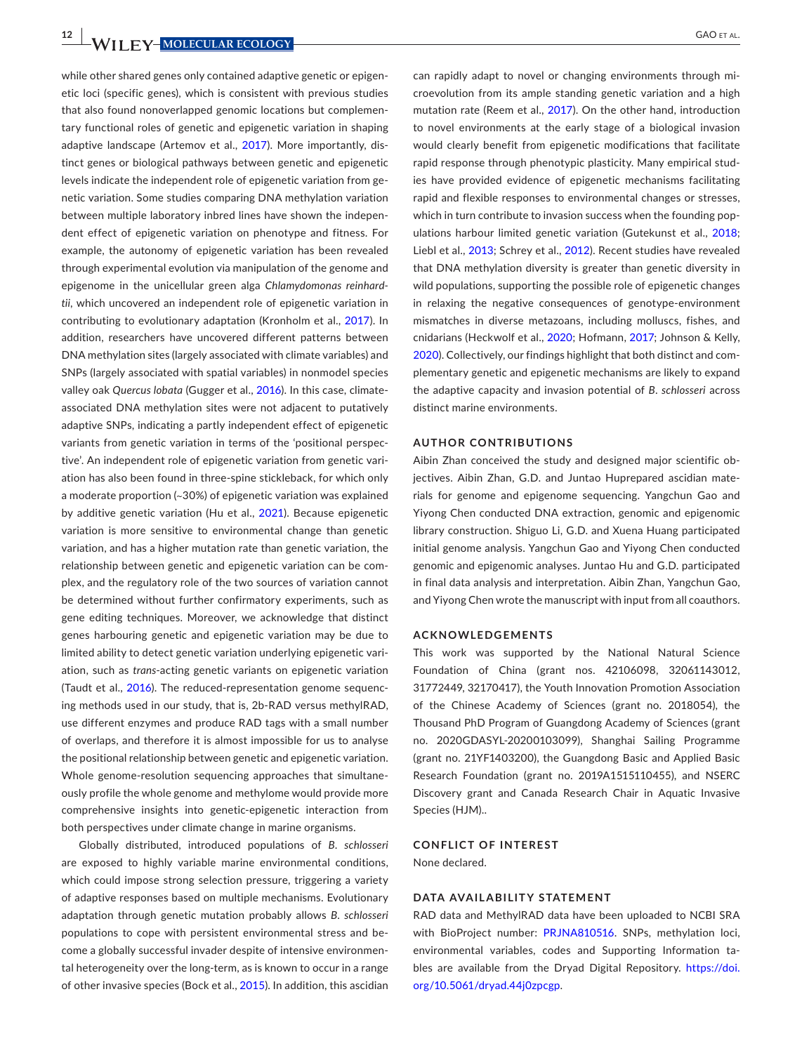while other shared genes only contained adaptive genetic or epigenetic loci (specific genes), which is consistent with previous studies that also found nonoverlapped genomic locations but complementary functional roles of genetic and epigenetic variation in shaping adaptive landscape (Artemov et al., 2017). More importantly, distinct genes or biological pathways between genetic and epigenetic levels indicate the independent role of epigenetic variation from genetic variation. Some studies comparing DNA methylation variation between multiple laboratory inbred lines have shown the independent effect of epigenetic variation on phenotype and fitness. For example, the autonomy of epigenetic variation has been revealed through experimental evolution via manipulation of the genome and epigenome in the unicellular green alga *Chlamydomonas reinhardtii*, which uncovered an independent role of epigenetic variation in contributing to evolutionary adaptation (Kronholm et al., 2017). In addition, researchers have uncovered different patterns between DNA methylation sites (largely associated with climate variables) and SNPs (largely associated with spatial variables) in nonmodel species valley oak *Quercus lobata* (Gugger et al., 2016). In this case, climate-associated DNA methylation sites were not adjacent to putatively adaptive SNPs, indicating a partly independent effect of epigenetic variants from genetic variation in terms of the 'positional perspective'. An independent role of epigenetic variation from genetic variation has also been found in three-spine stickleback, for which only a moderate proportion (~30%) of epigenetic variation was explained by additive genetic variation (Hu et al., 2021). Because epigenetic variation is more sensitive to environmental change than genetic variation, and has a higher mutation rate than genetic variation, the relationship between genetic and epigenetic variation can be complex, and the regulatory role of the two sources of variation cannot be determined without further confirmatory experiments, such as gene editing techniques. Moreover, we acknowledge that distinct genes harbouring genetic and epigenetic variation may be due to limited ability to detect genetic variation underlying epigenetic variation, such as *trans*-acting genetic variants on epigenetic variation (Taudt et al., 2016). The reduced-representation genome sequencing methods used in our study, that is, 2b-RAD versus methylRAD, use different enzymes and produce RAD tags with a small number of overlaps, and therefore it is almost impossible for us to analyse the positional relationship between genetic and epigenetic variation. Whole genome-resolution sequencing approaches that simultaneously profile the whole genome and methylome would provide more comprehensive insights into genetic-epigenetic interaction from both perspectives under climate change in marine organisms.

Globally distributed, introduced populations of *B. schlosseri* are exposed to highly variable marine environmental conditions, which could impose strong selection pressure, triggering a variety of adaptive responses based on multiple mechanisms. Evolutionary adaptation through genetic mutation probably allows *B. schlosseri* populations to cope with persistent environmental stress and become a globally successful invader despite of intensive environmental heterogeneity over the long-term, as is known to occur in a range of other invasive species (Bock et al., 2015). In addition, this ascidian can rapidly adapt to novel or changing environments through microevolution from its ample standing genetic variation and a high mutation rate (Reem et al., 2017). On the other hand, introduction to novel environments at the early stage of a biological invasion would clearly benefit from epigenetic modifications that facilitate rapid response through phenotypic plasticity. Many empirical studies have provided evidence of epigenetic mechanisms facilitating rapid and flexible responses to environmental changes or stresses, which in turn contribute to invasion success when the founding populations harbour limited genetic variation (Gutekunst et al., 2018; Liebl et al., 2013; Schrey et al., 2012). Recent studies have revealed that DNA methylation diversity is greater than genetic diversity in wild populations, supporting the possible role of epigenetic changes in relaxing the negative consequences of genotype-environment mismatches in diverse metazoans, including molluscs, fishes, and cnidarians (Heckwolf et al., 2020; Hofmann, 2017; Johnson & Kelly, 2020). Collectively, our findings highlight that both distinct and complementary genetic and epigenetic mechanisms are likely to expand the adaptive capacity and invasion potential of *B. schlosseri* across distinct marine environments.

## AUTHOR CONTRIBUTIONS

Aibin Zhan conceived the study and designed major scientific objectives. Aibin Zhan, G.D. and Juntao Huprepared ascidian materials for genome and epigenome sequencing. Yangchun Gao and Yiyong Chen conducted DNA extraction, genomic and epigenomic library construction. Shiguo Li, G.D. and Xuena Huang participated initial genome analysis. Yangchun Gao and Yiyong Chen conducted genomic and epigenomic analyses. Juntao Hu and G.D. participated in final data analysis and interpretation. Aibin Zhan, Yangchun Gao, and Yiyong Chen wrote the manuscript with input from all coauthors.

## ACKNOWLEDGEMENTS

This work was supported by the National Natural Science Foundation of China (grant nos. 42106098, 32061143012, 31772449, 32170417), the Youth Innovation Promotion Association of the Chinese Academy of Sciences (grant no. 2018054), the Thousand PhD Program of Guangdong Academy of Sciences (grant no. 2020GDASYL-20200103099), Shanghai Sailing Programme (grant no. 21YF1403200), the Guangdong Basic and Applied Basic Research Foundation (grant no. 2019A1515110455), and NSERC Discovery grant and Canada Research Chair in Aquatic Invasive Species (HJM)..

## CONFLICT OF INTEREST

None declared.

## DATA AVAILABILITY STATEMENT

RAD data and MethylRAD data have been uploaded to NCBI SRA with BioProject number: PRJNA810516. SNPs, methylation loci, environmental variables, codes and Supporting Information tables are available from the Dryad Digital Repository. https://doi.org/10.5061/dryad.44j0zpcgp.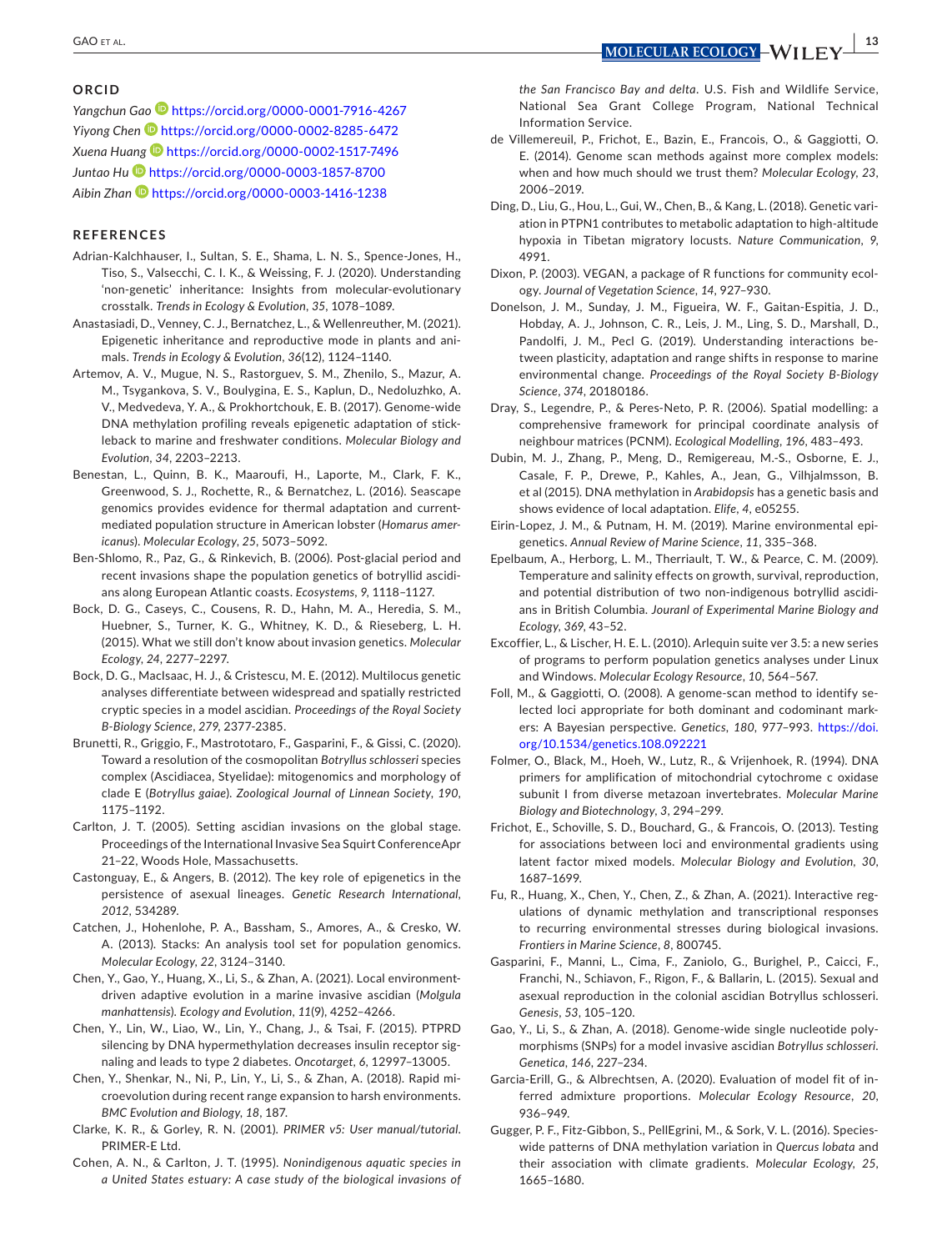## ORCID

*Yangchun Gao* https://orcid.org/0000-0001-7916-4267
*Yiyong Chen* https://orcid.org/0000-0002-8285-6472
*Xuena Huang* https://orcid.org/0000-0002-1517-7496
*Juntao Hu* https://orcid.org/0000-0003-1857-8700
*Aibin Zhan* https://orcid.org/0000-0003-1416-1238

## REFERENCES

Adrian-Kalchhauser, I., Sultan, S. E., Shama, L. N. S., Spence-Jones, H., Tiso, S., Valsecchi, C. I. K., & Weissing, F. J. (2020). Understanding 'non-genetic' inheritance: Insights from molecular-evolutionary crosstalk. *Trends in Ecology & Evolution*, *35*, 1078–1089.

Anastasiadi, D., Venney, C. J., Bernatchez, L., & Wellenreuther, M. (2021). Epigenetic inheritance and reproductive mode in plants and animals. *Trends in Ecology & Evolution*, *36*(12), 1124–1140.

Artemov, A. V., Mugue, N. S., Rastorguev, S. M., Zhenilo, S., Mazur, A. M., Tsygankova, S. V., Boulygina, E. S., Kaplun, D., Nedoluzhko, A. V., Medvedeva, Y. A., & Prokhortchouk, E. B. (2017). Genome-wide DNA methylation profiling reveals epigenetic adaptation of stickleback to marine and freshwater conditions. *Molecular Biology and Evolution*, *34*, 2203–2213.

Benestan, L., Quinn, B. K., Maaroufi, H., Laporte, M., Clark, F. K., Greenwood, S. J., Rochette, R., & Bernatchez, L. (2016). Seascape genomics provides evidence for thermal adaptation and current-mediated population structure in American lobster (*Homarus americanus*). *Molecular Ecology*, *25*, 5073–5092.

Ben-Shlomo, R., Paz, G., & Rinkevich, B. (2006). Post-glacial period and recent invasions shape the population genetics of botryllid ascidians along European Atlantic coasts. *Ecosystems*, *9*, 1118–1127.

Bock, D. G., Caseys, C., Cousens, R. D., Hahn, M. A., Heredia, S. M., Huebner, S., Turner, K. G., Whitney, K. D., & Rieseberg, L. H. (2015). What we still don't know about invasion genetics. *Molecular Ecology*, *24*, 2277–2297.

Bock, D. G., MacIsaac, H. J., & Cristescu, M. E. (2012). Multilocus genetic analyses differentiate between widespread and spatially restricted cryptic species in a model ascidian. *Proceedings of the Royal Society B-Biology Science*, *279*, 2377-2385.

Brunetti, R., Griggio, F., Mastrototaro, F., Gasparini, F., & Gissi, C. (2020). Toward a resolution of the cosmopolitan *Botryllus schlosseri* species complex (Ascidiacea, Styelidae): mitogenomics and morphology of clade E (*Botryllus gaiae*). *Zoological Journal of Linnean Society*, *190*, 1175–1192.

Carlton, J. T. (2005). Setting ascidian invasions on the global stage. Proceedings of the International Invasive Sea Squirt ConferenceApr 21–22, Woods Hole, Massachusetts.

Castonguay, E., & Angers, B. (2012). The key role of epigenetics in the persistence of asexual lineages. *Genetic Research International*, *2012*, 534289.

Catchen, J., Hohenlohe, P. A., Bassham, S., Amores, A., & Cresko, W. A. (2013). Stacks: An analysis tool set for population genomics. *Molecular Ecology*, *22*, 3124–3140.

Chen, Y., Gao, Y., Huang, X., Li, S., & Zhan, A. (2021). Local environment-driven adaptive evolution in a marine invasive ascidian (*Molgula manhattensis*). *Ecology and Evolution*, *11*(9), 4252–4266.

Chen, Y., Lin, W., Liao, W., Lin, Y., Chang, J., & Tsai, F. (2015). PTPRD silencing by DNA hypermethylation decreases insulin receptor signaling and leads to type 2 diabetes. *Oncotarget*, *6*, 12997–13005.

Chen, Y., Shenkar, N., Ni, P., Lin, Y., Li, S., & Zhan, A. (2018). Rapid microevolution during recent range expansion to harsh environments. *BMC Evolution and Biology*, *18*, 187.

Clarke, K. R., & Gorley, R. N. (2001). *PRIMER v5: User manual/tutorial*. PRIMER-E Ltd.

Cohen, A. N., & Carlton, J. T. (1995). *Nonindigenous aquatic species in a United States estuary: A case study of the biological invasions of the San Francisco Bay and delta*. U.S. Fish and Wildlife Service, National Sea Grant College Program, National Technical Information Service.

de Villemereuil, P., Frichot, E., Bazin, E., Francois, O., & Gaggiotti, O. E. (2014). Genome scan methods against more complex models: when and how much should we trust them? *Molecular Ecology*, *23*, 2006–2019.

Ding, D., Liu, G., Hou, L., Gui, W., Chen, B., & Kang, L. (2018). Genetic variation in PTPN1 contributes to metabolic adaptation to high-altitude hypoxia in Tibetan migratory locusts. *Nature Communication*, *9*, 4991.

Dixon, P. (2003). VEGAN, a package of R functions for community ecology. *Journal of Vegetation Science*, *14*, 927–930.

Donelson, J. M., Sunday, J. M., Figueira, W. F., Gaitan-Espitia, J. D., Hobday, A. J., Johnson, C. R., Leis, J. M., Ling, S. D., Marshall, D., Pandolfi, J. M., Pecl G. (2019). Understanding interactions between plasticity, adaptation and range shifts in response to marine environmental change. *Proceedings of the Royal Society B-Biology Science*, *374*, 20180186.

Dray, S., Legendre, P., & Peres-Neto, P. R. (2006). Spatial modelling: a comprehensive framework for principal coordinate analysis of neighbour matrices (PCNM). *Ecological Modelling*, *196*, 483–493.

Dubin, M. J., Zhang, P., Meng, D., Remigereau, M.-S., Osborne, E. J., Casale, F. P., Drewe, P., Kahles, A., Jean, G., Vilhjalmsson, B. et al (2015). DNA methylation in *Arabidopsis* has a genetic basis and shows evidence of local adaptation. *Elife*, *4*, e05255.

Eirin-Lopez, J. M., & Putnam, H. M. (2019). Marine environmental epigenetics. *Annual Review of Marine Science*, *11*, 335–368.

Epelbaum, A., Herborg, L. M., Therriault, T. W., & Pearce, C. M. (2009). Temperature and salinity effects on growth, survival, reproduction, and potential distribution of two non-indigenous botryllid ascidians in British Columbia. *Jouranl of Experimental Marine Biology and Ecology*, *369*, 43–52.

Excoffier, L., & Lischer, H. E. L. (2010). Arlequin suite ver 3.5: a new series of programs to perform population genetics analyses under Linux and Windows. *Molecular Ecology Resource*, *10*, 564–567.

Foll, M., & Gaggiotti, O. (2008). A genome-scan method to identify selected loci appropriate for both dominant and codominant markers: A Bayesian perspective. *Genetics*, *180*, 977–993. https://doi.org/10.1534/genetics.108.092221

Folmer, O., Black, M., Hoeh, W., Lutz, R., & Vrijenhoek, R. (1994). DNA primers for amplification of mitochondrial cytochrome c oxidase subunit I from diverse metazoan invertebrates. *Molecular Marine Biology and Biotechnology*, *3*, 294–299.

Frichot, E., Schoville, S. D., Bouchard, G., & Francois, O. (2013). Testing for associations between loci and environmental gradients using latent factor mixed models. *Molecular Biology and Evolution*, *30*, 1687–1699.

Fu, R., Huang, X., Chen, Y., Chen, Z., & Zhan, A. (2021). Interactive regulations of dynamic methylation and transcriptional responses to recurring environmental stresses during biological invasions. *Frontiers in Marine Science*, *8*, 800745.

Gasparini, F., Manni, L., Cima, F., Zaniolo, G., Burighel, P., Caicci, F., Franchi, N., Schiavon, F., Rigon, F., & Ballarin, L. (2015). Sexual and asexual reproduction in the colonial ascidian Botryllus schlosseri. *Genesis*, *53*, 105–120.

Gao, Y., Li, S., & Zhan, A. (2018). Genome-wide single nucleotide polymorphisms (SNPs) for a model invasive ascidian *Botryllus schlosseri*. *Genetica*, *146*, 227–234.

Garcia-Erill, G., & Albrechtsen, A. (2020). Evaluation of model fit of inferred admixture proportions. *Molecular Ecology Resource*, *20*, 936–949.

Gugger, P. F., Fitz-Gibbon, S., PellEgrini, M., & Sork, V. L. (2016). Species-wide patterns of DNA methylation variation in *Quercus lobata* and their association with climate gradients. *Molecular Ecology*, *25*, 1665–1680.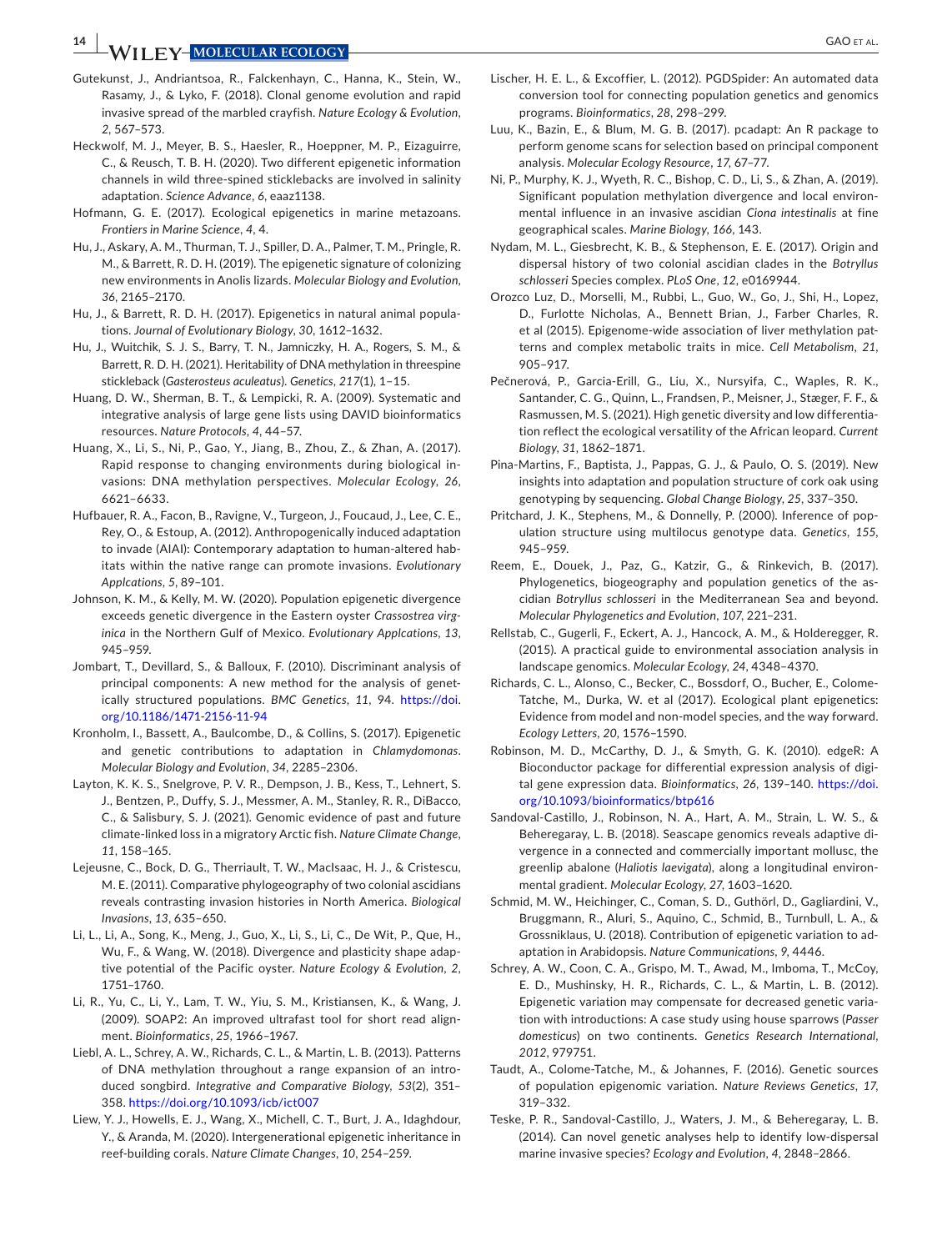Gutekunst, J., Andriantsoa, R., Falckenhayn, C., Hanna, K., Stein, W., Rasamy, J., & Lyko, F. (2018). Clonal genome evolution and rapid invasive spread of the marbled crayfish. *Nature Ecology & Evolution*, *2*, 567–573.

Heckwolf, M. J., Meyer, B. S., Haesler, R., Hoeppner, M. P., Eizaguirre, C., & Reusch, T. B. H. (2020). Two different epigenetic information channels in wild three-spined sticklebacks are involved in salinity adaptation. *Science Advance*, *6*, eaaz1138.

Hofmann, G. E. (2017). Ecological epigenetics in marine metazoans. *Frontiers in Marine Science*, *4*, 4.

Hu, J., Askary, A. M., Thurman, T. J., Spiller, D. A., Palmer, T. M., Pringle, R. M., & Barrett, R. D. H. (2019). The epigenetic signature of colonizing new environments in Anolis lizards. *Molecular Biology and Evolution*, *36*, 2165–2170.

Hu, J., & Barrett, R. D. H. (2017). Epigenetics in natural animal populations. *Journal of Evolutionary Biology*, *30*, 1612–1632.

Hu, J., Wuitchik, S. J. S., Barry, T. N., Jamniczky, H. A., Rogers, S. M., & Barrett, R. D. H. (2021). Heritability of DNA methylation in threespine stickleback (*Gasterosteus aculeatus*). *Genetics*, *217*(1), 1–15.

Huang, D. W., Sherman, B. T., & Lempicki, R. A. (2009). Systematic and integrative analysis of large gene lists using DAVID bioinformatics resources. *Nature Protocols*, *4*, 44–57.

Huang, X., Li, S., Ni, P., Gao, Y., Jiang, B., Zhou, Z., & Zhan, A. (2017). Rapid response to changing environments during biological invasions: DNA methylation perspectives. *Molecular Ecology*, *26*, 6621–6633.

Hufbauer, R. A., Facon, B., Ravigne, V., Turgeon, J., Foucaud, J., Lee, C. E., Rey, O., & Estoup, A. (2012). Anthropogenically induced adaptation to invade (AIAI): Contemporary adaptation to human-altered habitats within the native range can promote invasions. *Evolutionary Applcations*, *5*, 89–101.

Johnson, K. M., & Kelly, M. W. (2020). Population epigenetic divergence exceeds genetic divergence in the Eastern oyster *Crassostrea virginica* in the Northern Gulf of Mexico. *Evolutionary Applcations*, *13*, 945–959.

Jombart, T., Devillard, S., & Balloux, F. (2010). Discriminant analysis of principal components: A new method for the analysis of genetically structured populations. *BMC Genetics*, *11*, 94. https://doi.org/10.1186/1471-2156-11-94

Kronholm, I., Bassett, A., Baulcombe, D., & Collins, S. (2017). Epigenetic and genetic contributions to adaptation in *Chlamydomonas*. *Molecular Biology and Evolution*, *34*, 2285–2306.

Layton, K. K. S., Snelgrove, P. V. R., Dempson, J. B., Kess, T., Lehnert, S. J., Bentzen, P., Duffy, S. J., Messmer, A. M., Stanley, R. R., DiBacco, C., & Salisbury, S. J. (2021). Genomic evidence of past and future climate-linked loss in a migratory Arctic fish. *Nature Climate Change*, *11*, 158–165.

Lejeusne, C., Bock, D. G., Therriault, T. W., MacIsaac, H. J., & Cristescu, M. E. (2011). Comparative phylogeography of two colonial ascidians reveals contrasting invasion histories in North America. *Biological Invasions*, *13*, 635–650.

Li, L., Li, A., Song, K., Meng, J., Guo, X., Li, S., Li, C., De Wit, P., Que, H., Wu, F., & Wang, W. (2018). Divergence and plasticity shape adaptive potential of the Pacific oyster. *Nature Ecology & Evolution*, *2*, 1751–1760.

Li, R., Yu, C., Li, Y., Lam, T. W., Yiu, S. M., Kristiansen, K., & Wang, J. (2009). SOAP2: An improved ultrafast tool for short read alignment. *Bioinformatics*, *25*, 1966–1967.

Liebl, A. L., Schrey, A. W., Richards, C. L., & Martin, L. B. (2013). Patterns of DNA methylation throughout a range expansion of an introduced songbird. *Integrative and Comparative Biology*, *53*(2), 351–358. https://doi.org/10.1093/icb/ict007

Liew, Y. J., Howells, E. J., Wang, X., Michell, C. T., Burt, J. A., Idaghdour, Y., & Aranda, M. (2020). Intergenerational epigenetic inheritance in reef-building corals. *Nature Climate Changes*, *10*, 254–259.

Lischer, H. E. L., & Excoffier, L. (2012). PGDSpider: An automated data conversion tool for connecting population genetics and genomics programs. *Bioinformatics*, *28*, 298–299.

Luu, K., Bazin, E., & Blum, M. G. B. (2017). pcadapt: An R package to perform genome scans for selection based on principal component analysis. *Molecular Ecology Resource*, *17*, 67–77.

Ni, P., Murphy, K. J., Wyeth, R. C., Bishop, C. D., Li, S., & Zhan, A. (2019). Significant population methylation divergence and local environmental influence in an invasive ascidian *Ciona intestinalis* at fine geographical scales. *Marine Biology*, *166*, 143.

Nydam, M. L., Giesbrecht, K. B., & Stephenson, E. E. (2017). Origin and dispersal history of two colonial ascidian clades in the *Botryllus schlosseri* Species complex. *PLoS One*, *12*, e0169944.

Orozco Luz, D., Morselli, M., Rubbi, L., Guo, W., Go, J., Shi, H., Lopez, D., Furlotte Nicholas, A., Bennett Brian, J., Farber Charles, R. et al (2015). Epigenome-wide association of liver methylation patterns and complex metabolic traits in mice. *Cell Metabolism*, *21*, 905–917.

Pečnerová, P., Garcia-Erill, G., Liu, X., Nursyifa, C., Waples, R. K., Santander, C. G., Quinn, L., Frandsen, P., Meisner, J., Stæger, F. F., & Rasmussen, M. S. (2021). High genetic diversity and low differentiation reflect the ecological versatility of the African leopard. *Current Biology*, *31*, 1862–1871.

Pina-Martins, F., Baptista, J., Pappas, G. J., & Paulo, O. S. (2019). New insights into adaptation and population structure of cork oak using genotyping by sequencing. *Global Change Biology*, *25*, 337–350.

Pritchard, J. K., Stephens, M., & Donnelly, P. (2000). Inference of population structure using multilocus genotype data. *Genetics*, *155*, 945–959.

Reem, E., Douek, J., Paz, G., Katzir, G., & Rinkevich, B. (2017). Phylogenetics, biogeography and population genetics of the ascidian *Botryllus schlosseri* in the Mediterranean Sea and beyond. *Molecular Phylogenetics and Evolution*, *107*, 221–231.

Rellstab, C., Gugerli, F., Eckert, A. J., Hancock, A. M., & Holderegger, R. (2015). A practical guide to environmental association analysis in landscape genomics. *Molecular Ecology*, *24*, 4348–4370.

Richards, C. L., Alonso, C., Becker, C., Bossdorf, O., Bucher, E., Colome-Tatche, M., Durka, W. et al (2017). Ecological plant epigenetics: Evidence from model and non-model species, and the way forward. *Ecology Letters*, *20*, 1576–1590.

Robinson, M. D., McCarthy, D. J., & Smyth, G. K. (2010). edgeR: A Bioconductor package for differential expression analysis of digital gene expression data. *Bioinformatics*, *26*, 139–140. https://doi.org/10.1093/bioinformatics/btp616

Sandoval-Castillo, J., Robinson, N. A., Hart, A. M., Strain, L. W. S., & Beheregaray, L. B. (2018). Seascape genomics reveals adaptive divergence in a connected and commercially important mollusc, the greenlip abalone (*Haliotis laevigata*), along a longitudinal environmental gradient. *Molecular Ecology*, *27*, 1603–1620.

Schmid, M. W., Heichinger, C., Coman, S. D., Guthörl, D., Gagliardini, V., Bruggmann, R., Aluri, S., Aquino, C., Schmid, B., Turnbull, L. A., & Grossniklaus, U. (2018). Contribution of epigenetic variation to adaptation in Arabidopsis. *Nature Communications*, *9*, 4446.

Schrey, A. W., Coon, C. A., Grispo, M. T., Awad, M., Imboma, T., McCoy, E. D., Mushinsky, H. R., Richards, C. L., & Martin, L. B. (2012). Epigenetic variation may compensate for decreased genetic variation with introductions: A case study using house sparrows (*Passer domesticus*) on two continents. *Genetics Research International*, *2012*, 979751.

Taudt, A., Colome-Tatche, M., & Johannes, F. (2016). Genetic sources of population epigenomic variation. *Nature Reviews Genetics*, *17*, 319–332.

Teske, P. R., Sandoval-Castillo, J., Waters, J. M., & Beheregaray, L. B. (2014). Can novel genetic analyses help to identify low-dispersal marine invasive species? *Ecology and Evolution*, *4*, 2848–2866.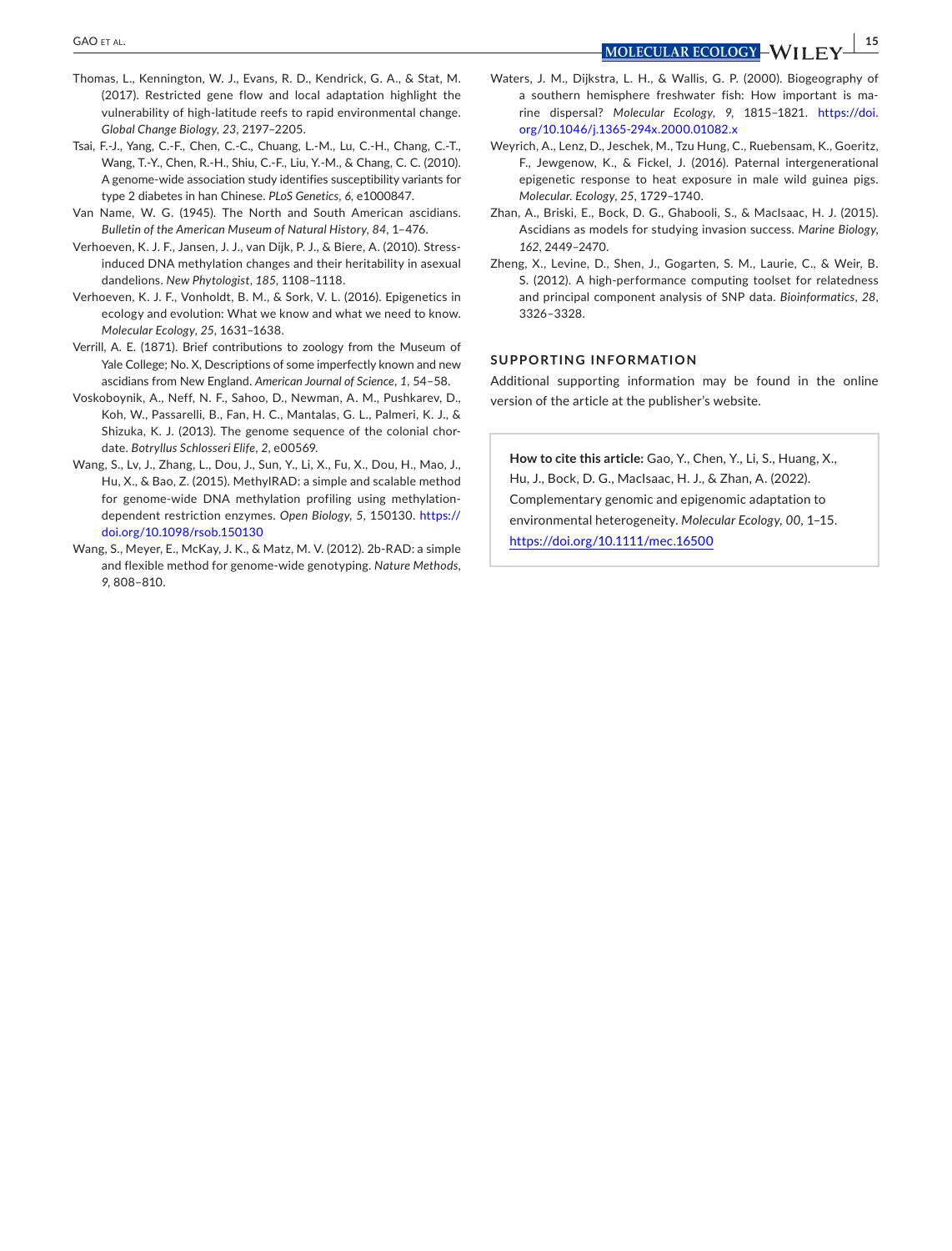Thomas, L., Kennington, W. J., Evans, R. D., Kendrick, G. A., & Stat, M. (2017). Restricted gene flow and local adaptation highlight the vulnerability of high-latitude reefs to rapid environmental change. *Global Change Biology*, *23*, 2197–2205.

Tsai, F.-J., Yang, C.-F., Chen, C.-C., Chuang, L.-M., Lu, C.-H., Chang, C.-T., Wang, T.-Y., Chen, R.-H., Shiu, C.-F., Liu, Y.-M., & Chang, C. C. (2010). A genome-wide association study identifies susceptibility variants for type 2 diabetes in han Chinese. *PLoS Genetics*, *6*, e1000847.

Van Name, W. G. (1945). The North and South American ascidians. *Bulletin of the American Museum of Natural History*, *84*, 1–476.

Verhoeven, K. J. F., Jansen, J. J., van Dijk, P. J., & Biere, A. (2010). Stress-induced DNA methylation changes and their heritability in asexual dandelions. *New Phytologist*, *185*, 1108–1118.

Verhoeven, K. J. F., Vonholdt, B. M., & Sork, V. L. (2016). Epigenetics in ecology and evolution: What we know and what we need to know. *Molecular Ecology*, *25*, 1631–1638.

Verrill, A. E. (1871). Brief contributions to zoology from the Museum of Yale College; No. X, Descriptions of some imperfectly known and new ascidians from New England. *American Journal of Science*, *1*, 54–58.

Voskoboynik, A., Neff, N. F., Sahoo, D., Newman, A. M., Pushkarev, D., Koh, W., Passarelli, B., Fan, H. C., Mantalas, G. L., Palmeri, K. J., & Shizuka, K. J. (2013). The genome sequence of the colonial chordate. *Botryllus Schlosseri Elife*, *2*, e00569.

Wang, S., Lv, J., Zhang, L., Dou, J., Sun, Y., Li, X., Fu, X., Dou, H., Mao, J., Hu, X., & Bao, Z. (2015). MethylRAD: a simple and scalable method for genome-wide DNA methylation profiling using methylation-dependent restriction enzymes. *Open Biology*, *5*, 150130. https://doi.org/10.1098/rsob.150130

Wang, S., Meyer, E., McKay, J. K., & Matz, M. V. (2012). 2b-RAD: a simple and flexible method for genome-wide genotyping. *Nature Methods*, *9*, 808–810.

Waters, J. M., Dijkstra, L. H., & Wallis, G. P. (2000). Biogeography of a southern hemisphere freshwater fish: How important is marine dispersal? *Molecular Ecology*, *9*, 1815–1821. https://doi.org/10.1046/j.1365-294x.2000.01082.x

Weyrich, A., Lenz, D., Jeschek, M., Tzu Hung, C., Ruebensam, K., Goeritz, F., Jewgenow, K., & Fickel, J. (2016). Paternal intergenerational epigenetic response to heat exposure in male wild guinea pigs. *Molecular. Ecology*, *25*, 1729–1740.

Zhan, A., Briski, E., Bock, D. G., Ghabooli, S., & MacIsaac, H. J. (2015). Ascidians as models for studying invasion success. *Marine Biology*, *162*, 2449–2470.

Zheng, X., Levine, D., Shen, J., Gogarten, S. M., Laurie, C., & Weir, B. S. (2012). A high-performance computing toolset for relatedness and principal component analysis of SNP data. *Bioinformatics*, *28*, 3326–3328.

## SUPPORTING INFORMATION

Additional supporting information may be found in the online version of the article at the publisher's website.

**How to cite this article:** Gao, Y., Chen, Y., Li, S., Huang, X., Hu, J., Bock, D. G., MacIsaac, H. J., & Zhan, A. (2022). Complementary genomic and epigenomic adaptation to environmental heterogeneity. *Molecular Ecology*, *00*, 1–15. https://doi.org/10.1111/mec.16500